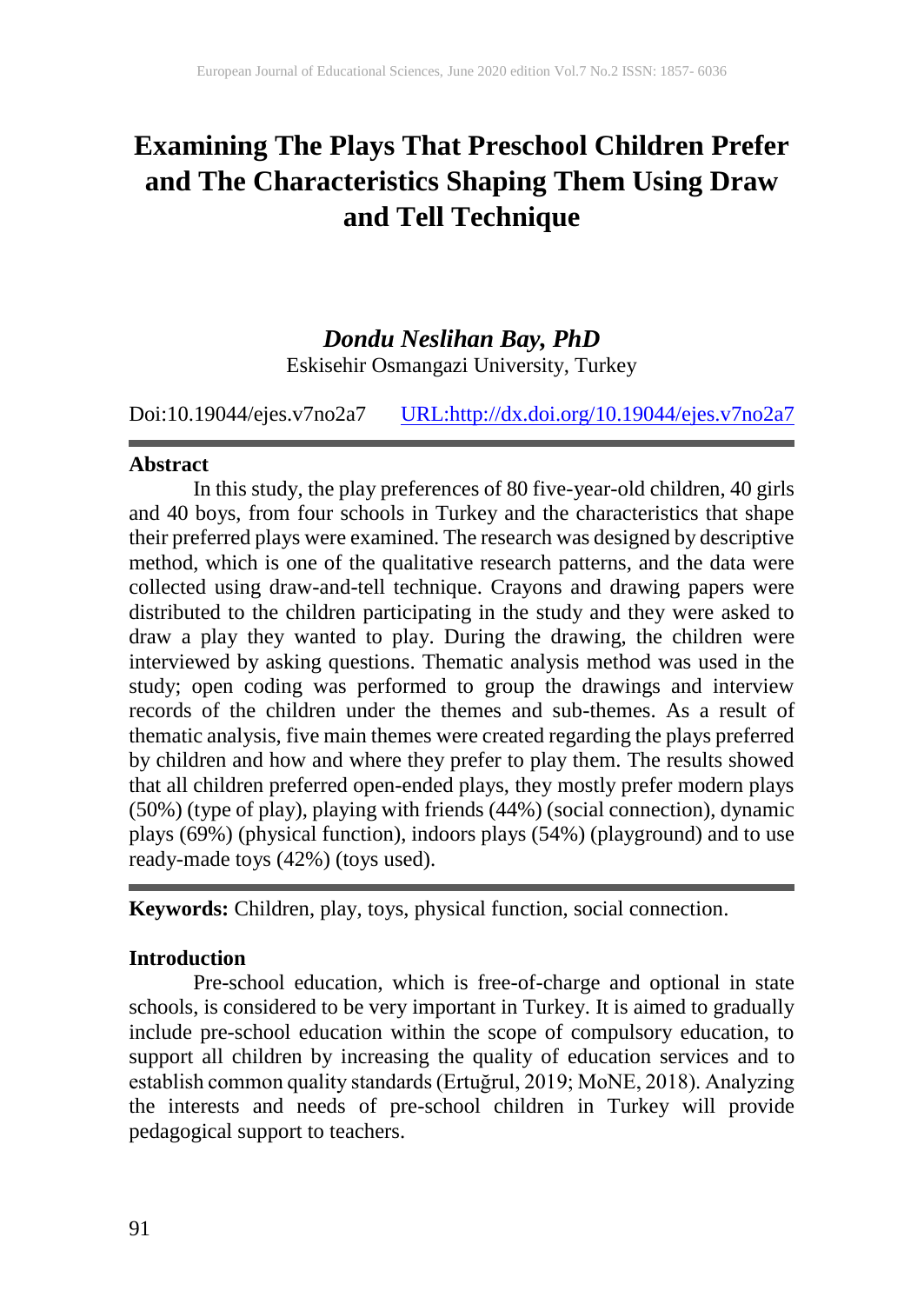# Examining The Plays That Preschool Children Prefer and The Characteristics Shaping Them Using Draw and Tell Technique

***Dondu Neslihan Bay, PhD***

Eskisehir Osmangazi University, Turkey

Doi:10.19044/ejes.v7no2a7 URL:http://dx.doi.org/10.19044/ejes.v7no2a7

## Abstract

In this study, the play preferences of 80 five-year-old children, 40 girls and 40 boys, from four schools in Turkey and the characteristics that shape their preferred plays were examined. The research was designed by descriptive method, which is one of the qualitative research patterns, and the data were collected using draw-and-tell technique. Crayons and drawing papers were distributed to the children participating in the study and they were asked to draw a play they wanted to play. During the drawing, the children were interviewed by asking questions. Thematic analysis method was used in the study; open coding was performed to group the drawings and interview records of the children under the themes and sub-themes. As a result of thematic analysis, five main themes were created regarding the plays preferred by children and how and where they prefer to play them. The results showed that all children preferred open-ended plays, they mostly prefer modern plays (50%) (type of play), playing with friends (44%) (social connection), dynamic plays (69%) (physical function), indoors plays (54%) (playground) and to use ready-made toys (42%) (toys used).

**Keywords:** Children, play, toys, physical function, social connection.

## Introduction

Pre-school education, which is free-of-charge and optional in state schools, is considered to be very important in Turkey. It is aimed to gradually include pre-school education within the scope of compulsory education, to support all children by increasing the quality of education services and to establish common quality standards (Ertuğrul, 2019; MoNE, 2018). Analyzing the interests and needs of pre-school children in Turkey will provide pedagogical support to teachers.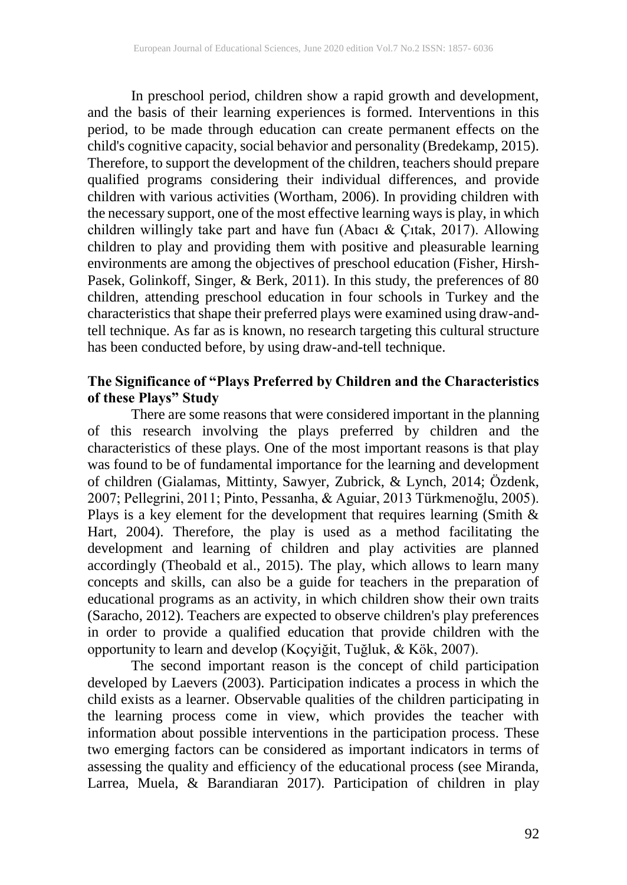In preschool period, children show a rapid growth and development, and the basis of their learning experiences is formed. Interventions in this period, to be made through education can create permanent effects on the child's cognitive capacity, social behavior and personality (Bredekamp, 2015). Therefore, to support the development of the children, teachers should prepare qualified programs considering their individual differences, and provide children with various activities (Wortham, 2006). In providing children with the necessary support, one of the most effective learning ways is play, in which children willingly take part and have fun (Abacı & Çıtak, 2017). Allowing children to play and providing them with positive and pleasurable learning environments are among the objectives of preschool education (Fisher, Hirsh-Pasek, Golinkoff, Singer, & Berk, 2011). In this study, the preferences of 80 children, attending preschool education in four schools in Turkey and the characteristics that shape their preferred plays were examined using draw-and-tell technique. As far as is known, no research targeting this cultural structure has been conducted before, by using draw-and-tell technique.

**The Significance of "Plays Preferred by Children and the Characteristics of these Plays" Study**

There are some reasons that were considered important in the planning of this research involving the plays preferred by children and the characteristics of these plays. One of the most important reasons is that play was found to be of fundamental importance for the learning and development of children (Gialamas, Mittinty, Sawyer, Zubrick, & Lynch, 2014; Özdenk, 2007; Pellegrini, 2011; Pinto, Pessanha, & Aguiar, 2013 Türkmenoğlu, 2005). Plays is a key element for the development that requires learning (Smith & Hart, 2004). Therefore, the play is used as a method facilitating the development and learning of children and play activities are planned accordingly (Theobald et al., 2015). The play, which allows to learn many concepts and skills, can also be a guide for teachers in the preparation of educational programs as an activity, in which children show their own traits (Saracho, 2012). Teachers are expected to observe children's play preferences in order to provide a qualified education that provide children with the opportunity to learn and develop (Koçyiğit, Tuğluk, & Kök, 2007).

The second important reason is the concept of child participation developed by Laevers (2003). Participation indicates a process in which the child exists as a learner. Observable qualities of the children participating in the learning process come in view, which provides the teacher with information about possible interventions in the participation process. These two emerging factors can be considered as important indicators in terms of assessing the quality and efficiency of the educational process (see Miranda, Larrea, Muela, & Barandiaran 2017). Participation of children in play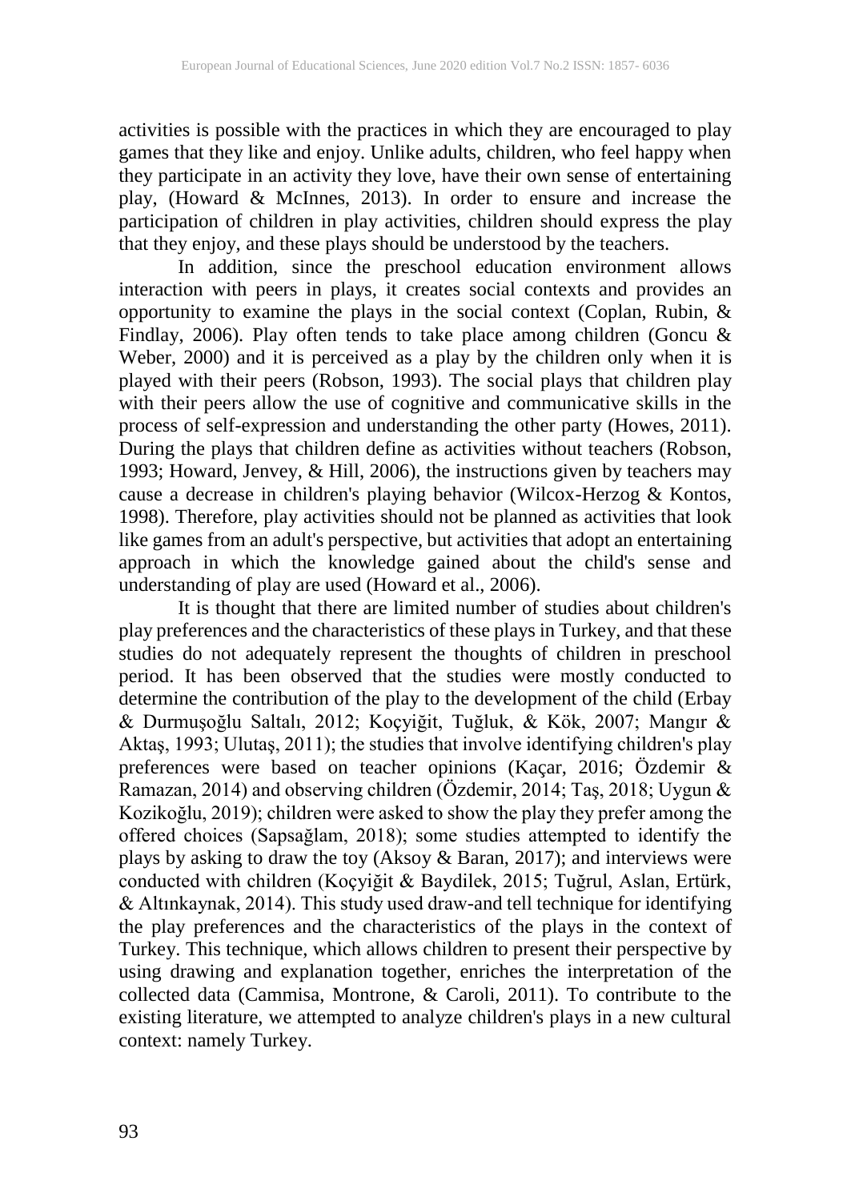activities is possible with the practices in which they are encouraged to play games that they like and enjoy. Unlike adults, children, who feel happy when they participate in an activity they love, have their own sense of entertaining play, (Howard & McInnes, 2013). In order to ensure and increase the participation of children in play activities, children should express the play that they enjoy, and these plays should be understood by the teachers.

In addition, since the preschool education environment allows interaction with peers in plays, it creates social contexts and provides an opportunity to examine the plays in the social context (Coplan, Rubin, & Findlay, 2006). Play often tends to take place among children (Goncu & Weber, 2000) and it is perceived as a play by the children only when it is played with their peers (Robson, 1993). The social plays that children play with their peers allow the use of cognitive and communicative skills in the process of self-expression and understanding the other party (Howes, 2011). During the plays that children define as activities without teachers (Robson, 1993; Howard, Jenvey, & Hill, 2006), the instructions given by teachers may cause a decrease in children's playing behavior (Wilcox-Herzog & Kontos, 1998). Therefore, play activities should not be planned as activities that look like games from an adult's perspective, but activities that adopt an entertaining approach in which the knowledge gained about the child's sense and understanding of play are used (Howard et al., 2006).

It is thought that there are limited number of studies about children's play preferences and the characteristics of these plays in Turkey, and that these studies do not adequately represent the thoughts of children in preschool period. It has been observed that the studies were mostly conducted to determine the contribution of the play to the development of the child (Erbay & Durmuşoğlu Saltalı, 2012; Koçyiğit, Tuğluk, & Kök, 2007; Mangır & Aktaş, 1993; Ulutaş, 2011); the studies that involve identifying children's play preferences were based on teacher opinions (Kaçar, 2016; Özdemir & Ramazan, 2014) and observing children (Özdemir, 2014; Taş, 2018; Uygun & Kozikoğlu, 2019); children were asked to show the play they prefer among the offered choices (Sapsağlam, 2018); some studies attempted to identify the plays by asking to draw the toy (Aksoy & Baran, 2017); and interviews were conducted with children (Koçyiğit & Baydilek, 2015; Tuğrul, Aslan, Ertürk, & Altınkaynak, 2014). This study used draw-and tell technique for identifying the play preferences and the characteristics of the plays in the context of Turkey. This technique, which allows children to present their perspective by using drawing and explanation together, enriches the interpretation of the collected data (Cammisa, Montrone, & Caroli, 2011). To contribute to the existing literature, we attempted to analyze children's plays in a new cultural context: namely Turkey.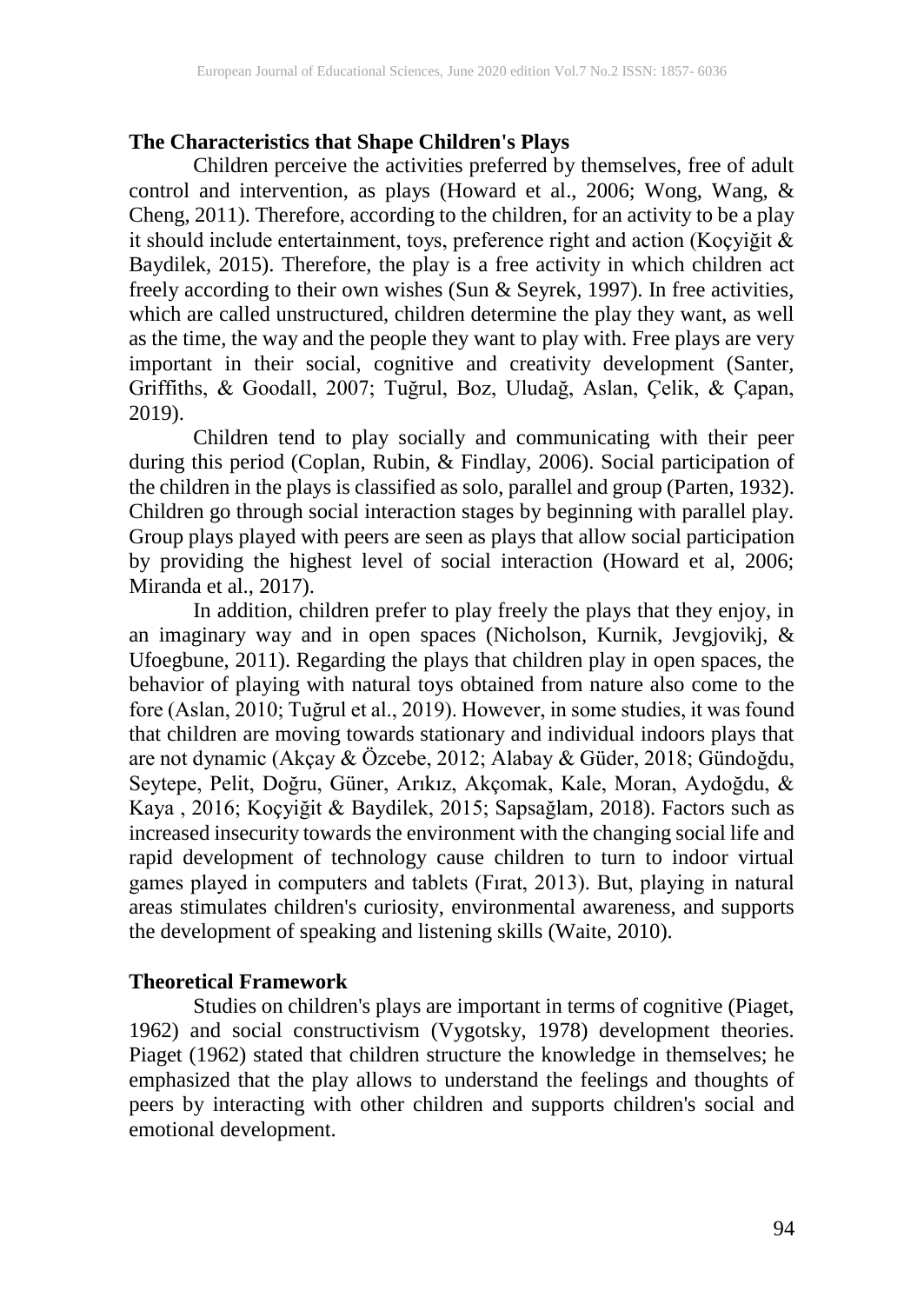## The Characteristics that Shape Children's Plays

Children perceive the activities preferred by themselves, free of adult control and intervention, as plays (Howard et al., 2006; Wong, Wang, & Cheng, 2011). Therefore, according to the children, for an activity to be a play it should include entertainment, toys, preference right and action (Koçyiğit & Baydilek, 2015). Therefore, the play is a free activity in which children act freely according to their own wishes (Sun & Seyrek, 1997). In free activities, which are called unstructured, children determine the play they want, as well as the time, the way and the people they want to play with. Free plays are very important in their social, cognitive and creativity development (Santer, Griffiths, & Goodall, 2007; Tuğrul, Boz, Uludağ, Aslan, Çelik, & Çapan, 2019).

Children tend to play socially and communicating with their peer during this period (Coplan, Rubin, & Findlay, 2006). Social participation of the children in the plays is classified as solo, parallel and group (Parten, 1932). Children go through social interaction stages by beginning with parallel play. Group plays played with peers are seen as plays that allow social participation by providing the highest level of social interaction (Howard et al, 2006; Miranda et al., 2017).

In addition, children prefer to play freely the plays that they enjoy, in an imaginary way and in open spaces (Nicholson, Kurnik, Jevgjovikj, & Ufoegbune, 2011). Regarding the plays that children play in open spaces, the behavior of playing with natural toys obtained from nature also come to the fore (Aslan, 2010; Tuğrul et al., 2019). However, in some studies, it was found that children are moving towards stationary and individual indoors plays that are not dynamic (Akçay & Özcebe, 2012; Alabay & Güder, 2018; Gündoğdu, Seytepe, Pelit, Doğru, Güner, Arıkız, Akçomak, Kale, Moran, Aydoğdu, & Kaya , 2016; Koçyiğit & Baydilek, 2015; Sapsağlam, 2018). Factors such as increased insecurity towards the environment with the changing social life and rapid development of technology cause children to turn to indoor virtual games played in computers and tablets (Fırat, 2013). But, playing in natural areas stimulates children's curiosity, environmental awareness, and supports the development of speaking and listening skills (Waite, 2010).

## Theoretical Framework

Studies on children's plays are important in terms of cognitive (Piaget, 1962) and social constructivism (Vygotsky, 1978) development theories. Piaget (1962) stated that children structure the knowledge in themselves; he emphasized that the play allows to understand the feelings and thoughts of peers by interacting with other children and supports children's social and emotional development.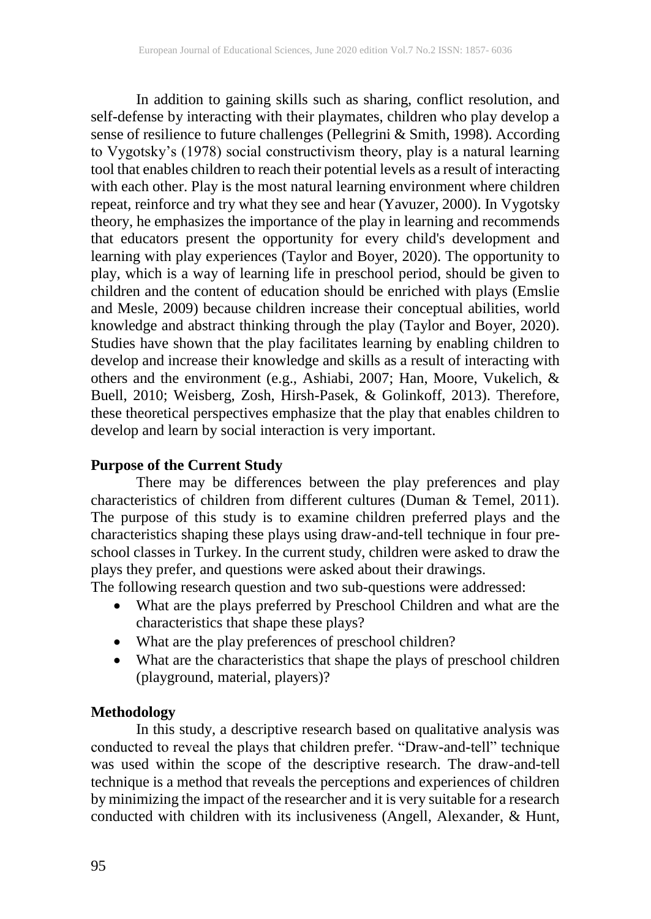In addition to gaining skills such as sharing, conflict resolution, and self-defense by interacting with their playmates, children who play develop a sense of resilience to future challenges (Pellegrini & Smith, 1998). According to Vygotsky's (1978) social constructivism theory, play is a natural learning tool that enables children to reach their potential levels as a result of interacting with each other. Play is the most natural learning environment where children repeat, reinforce and try what they see and hear (Yavuzer, 2000). In Vygotsky theory, he emphasizes the importance of the play in learning and recommends that educators present the opportunity for every child's development and learning with play experiences (Taylor and Boyer, 2020). The opportunity to play, which is a way of learning life in preschool period, should be given to children and the content of education should be enriched with plays (Emslie and Mesle, 2009) because children increase their conceptual abilities, world knowledge and abstract thinking through the play (Taylor and Boyer, 2020). Studies have shown that the play facilitates learning by enabling children to develop and increase their knowledge and skills as a result of interacting with others and the environment (e.g., Ashiabi, 2007; Han, Moore, Vukelich, & Buell, 2010; Weisberg, Zosh, Hirsh-Pasek, & Golinkoff, 2013). Therefore, these theoretical perspectives emphasize that the play that enables children to develop and learn by social interaction is very important.

## Purpose of the Current Study

There may be differences between the play preferences and play characteristics of children from different cultures (Duman & Temel, 2011). The purpose of this study is to examine children preferred plays and the characteristics shaping these plays using draw-and-tell technique in four pre-school classes in Turkey. In the current study, children were asked to draw the plays they prefer, and questions were asked about their drawings.

The following research question and two sub-questions were addressed:

- What are the plays preferred by Preschool Children and what are the characteristics that shape these plays?
- What are the play preferences of preschool children?
- What are the characteristics that shape the plays of preschool children (playground, material, players)?

## Methodology

In this study, a descriptive research based on qualitative analysis was conducted to reveal the plays that children prefer. "Draw-and-tell" technique was used within the scope of the descriptive research. The draw-and-tell technique is a method that reveals the perceptions and experiences of children by minimizing the impact of the researcher and it is very suitable for a research conducted with children with its inclusiveness (Angell, Alexander, & Hunt,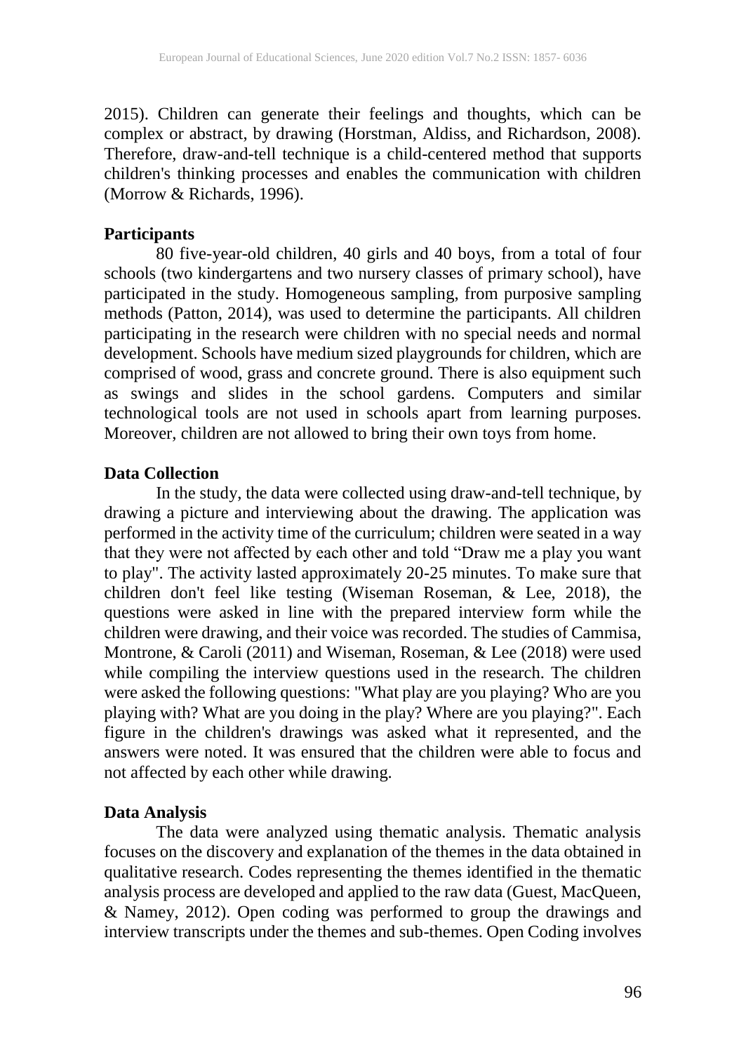2015). Children can generate their feelings and thoughts, which can be complex or abstract, by drawing (Horstman, Aldiss, and Richardson, 2008). Therefore, draw-and-tell technique is a child-centered method that supports children's thinking processes and enables the communication with children (Morrow & Richards, 1996).

## Participants

80 five-year-old children, 40 girls and 40 boys, from a total of four schools (two kindergartens and two nursery classes of primary school), have participated in the study. Homogeneous sampling, from purposive sampling methods (Patton, 2014), was used to determine the participants. All children participating in the research were children with no special needs and normal development. Schools have medium sized playgrounds for children, which are comprised of wood, grass and concrete ground. There is also equipment such as swings and slides in the school gardens. Computers and similar technological tools are not used in schools apart from learning purposes. Moreover, children are not allowed to bring their own toys from home.

## Data Collection

In the study, the data were collected using draw-and-tell technique, by drawing a picture and interviewing about the drawing. The application was performed in the activity time of the curriculum; children were seated in a way that they were not affected by each other and told "Draw me a play you want to play". The activity lasted approximately 20-25 minutes. To make sure that children don't feel like testing (Wiseman Roseman, & Lee, 2018), the questions were asked in line with the prepared interview form while the children were drawing, and their voice was recorded. The studies of Cammisa, Montrone, & Caroli (2011) and Wiseman, Roseman, & Lee (2018) were used while compiling the interview questions used in the research. The children were asked the following questions: "What play are you playing? Who are you playing with? What are you doing in the play? Where are you playing?". Each figure in the children's drawings was asked what it represented, and the answers were noted. It was ensured that the children were able to focus and not affected by each other while drawing.

## Data Analysis

The data were analyzed using thematic analysis. Thematic analysis focuses on the discovery and explanation of the themes in the data obtained in qualitative research. Codes representing the themes identified in the thematic analysis process are developed and applied to the raw data (Guest, MacQueen, & Namey, 2012). Open coding was performed to group the drawings and interview transcripts under the themes and sub-themes. Open Coding involves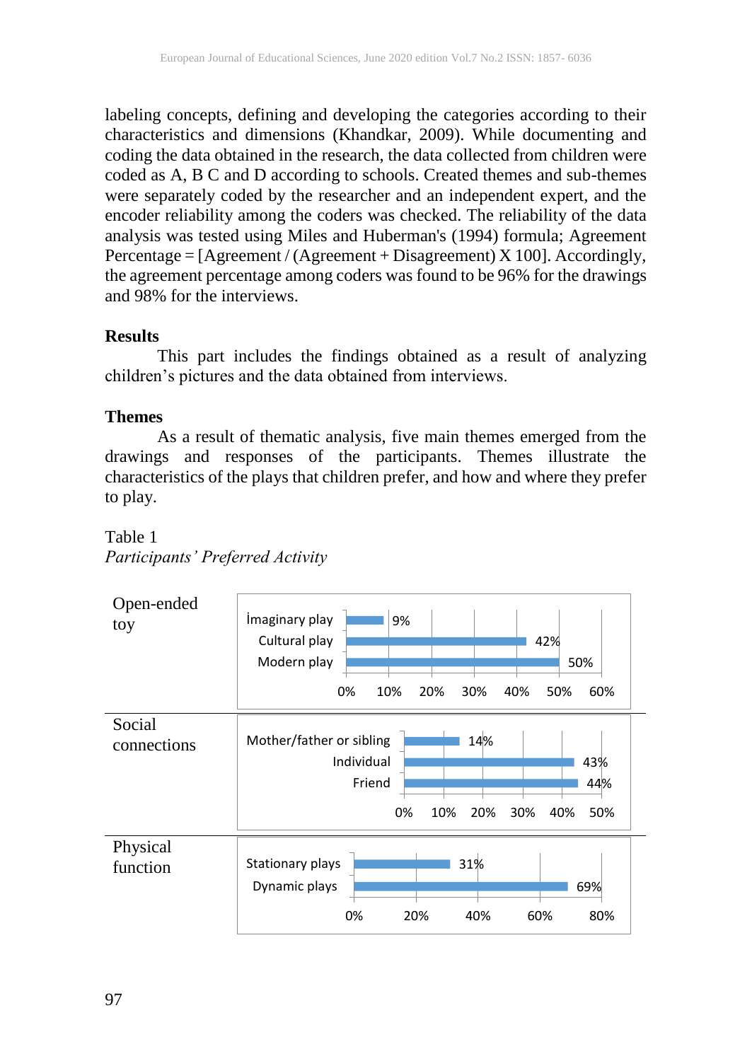labeling concepts, defining and developing the categories according to their characteristics and dimensions (Khandkar, 2009). While documenting and coding the data obtained in the research, the data collected from children were coded as A, B C and D according to schools. Created themes and sub-themes were separately coded by the researcher and an independent expert, and the encoder reliability among the coders was checked. The reliability of the data analysis was tested using Miles and Huberman's (1994) formula; Agreement Percentage = [Agreement / (Agreement + Disagreement) X 100]. Accordingly, the agreement percentage among coders was found to be 96% for the drawings and 98% for the interviews.

## Results

This part includes the findings obtained as a result of analyzing children's pictures and the data obtained from interviews.

### Themes

As a result of thematic analysis, five main themes emerged from the drawings and responses of the participants. Themes illustrate the characteristics of the plays that children prefer, and how and where they prefer to play.

Table 1
*Participants' Preferred Activity*

| Theme | Category | Percentage |
|---|---|---|
| Open-ended toy | İmaginary play | 9% |
| | Cultural play | 42% |
| | Modern play | 50% |
| Social connections | Mother/father or sibling | 14% |
| | Individual | 43% |
| | Friend | 44% |
| Physical function | Stationary plays | 31% |
| | Dynamic plays | 69% |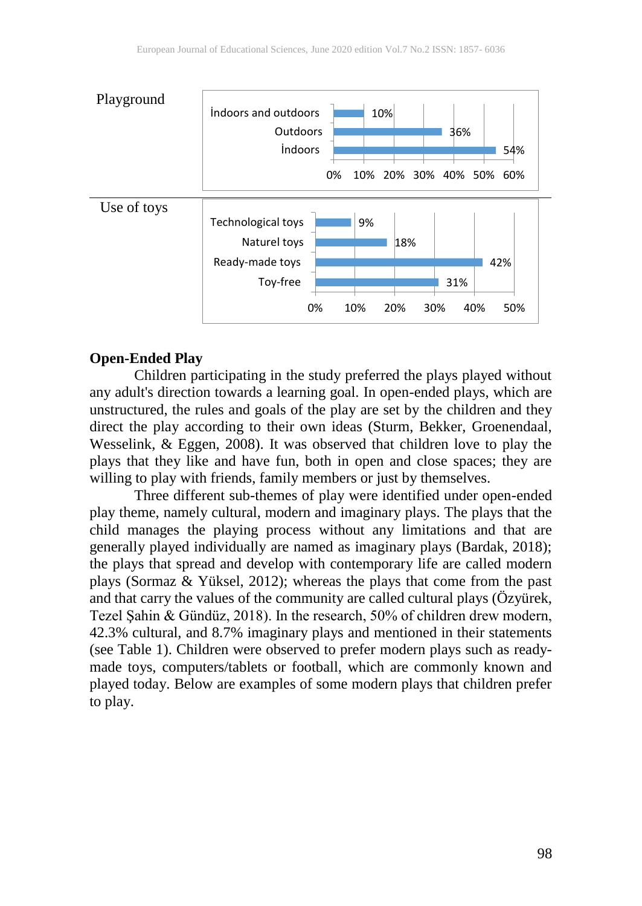| | |
|---|---|
| Playground | İndoors and outdoors: 10%; Outdoors: 36%; İndoors: 54% |
| Use of toys | Technological toys: 9%; Naturel toys: 18%; Ready-made toys: 42%; Toy-free: 31% |

## Open-Ended Play

Children participating in the study preferred the plays played without any adult's direction towards a learning goal. In open-ended plays, which are unstructured, the rules and goals of the play are set by the children and they direct the play according to their own ideas (Sturm, Bekker, Groenendaal, Wesselink, & Eggen, 2008). It was observed that children love to play the plays that they like and have fun, both in open and close spaces; they are willing to play with friends, family members or just by themselves.

Three different sub-themes of play were identified under open-ended play theme, namely cultural, modern and imaginary plays. The plays that the child manages the playing process without any limitations and that are generally played individually are named as imaginary plays (Bardak, 2018); the plays that spread and develop with contemporary life are called modern plays (Sormaz & Yüksel, 2012); whereas the plays that come from the past and that carry the values of the community are called cultural plays (Özyürek, Tezel Şahin & Gündüz, 2018). In the research, 50% of children drew modern, 42.3% cultural, and 8.7% imaginary plays and mentioned in their statements (see Table 1). Children were observed to prefer modern plays such as ready-made toys, computers/tablets or football, which are commonly known and played today. Below are examples of some modern plays that children prefer to play.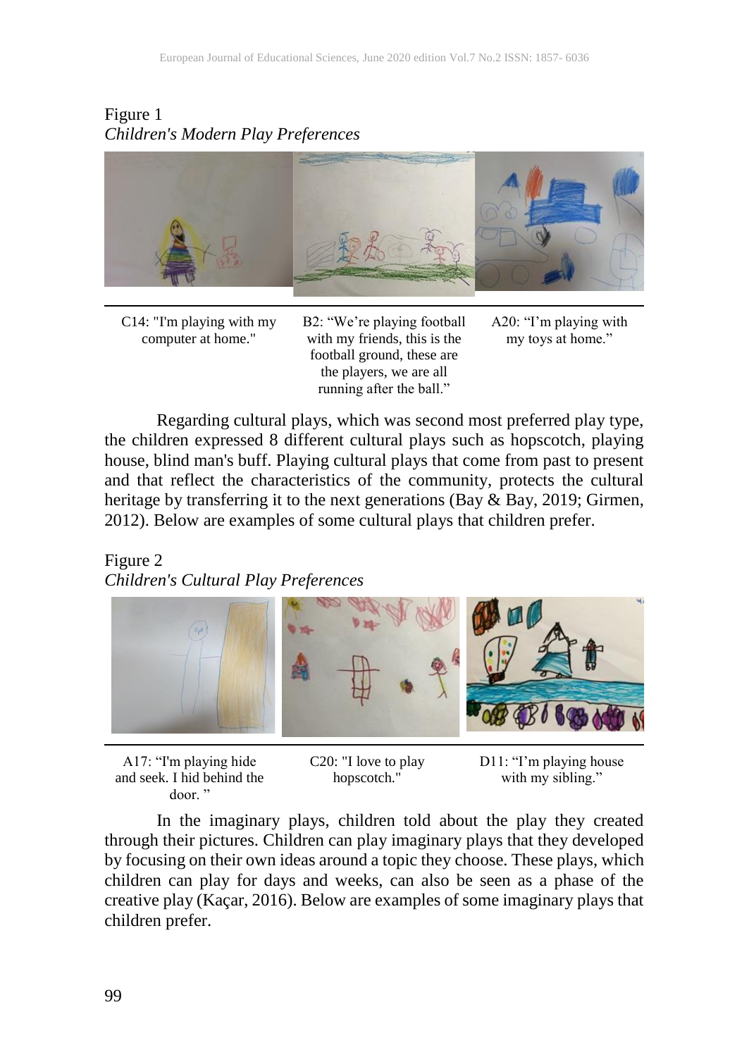Figure 1
*Children's Modern Play Preferences*

| C14: "I'm playing with my computer at home." | B2: "We're playing football with my friends, this is the football ground, these are the players, we are all running after the ball." | A20: "I'm playing with my toys at home." |
| --- | --- | --- |

Regarding cultural plays, which was second most preferred play type, the children expressed 8 different cultural plays such as hopscotch, playing house, blind man's buff. Playing cultural plays that come from past to present and that reflect the characteristics of the community, protects the cultural heritage by transferring it to the next generations (Bay & Bay, 2019; Girmen, 2012). Below are examples of some cultural plays that children prefer.

Figure 2
*Children's Cultural Play Preferences*

| A17: "I'm playing hide and seek. I hid behind the door. " | C20: "I love to play hopscotch." | D11: "I'm playing house with my sibling." |
| --- | --- | --- |

In the imaginary plays, children told about the play they created through their pictures. Children can play imaginary plays that they developed by focusing on their own ideas around a topic they choose. These plays, which children can play for days and weeks, can also be seen as a phase of the creative play (Kaçar, 2016). Below are examples of some imaginary plays that children prefer.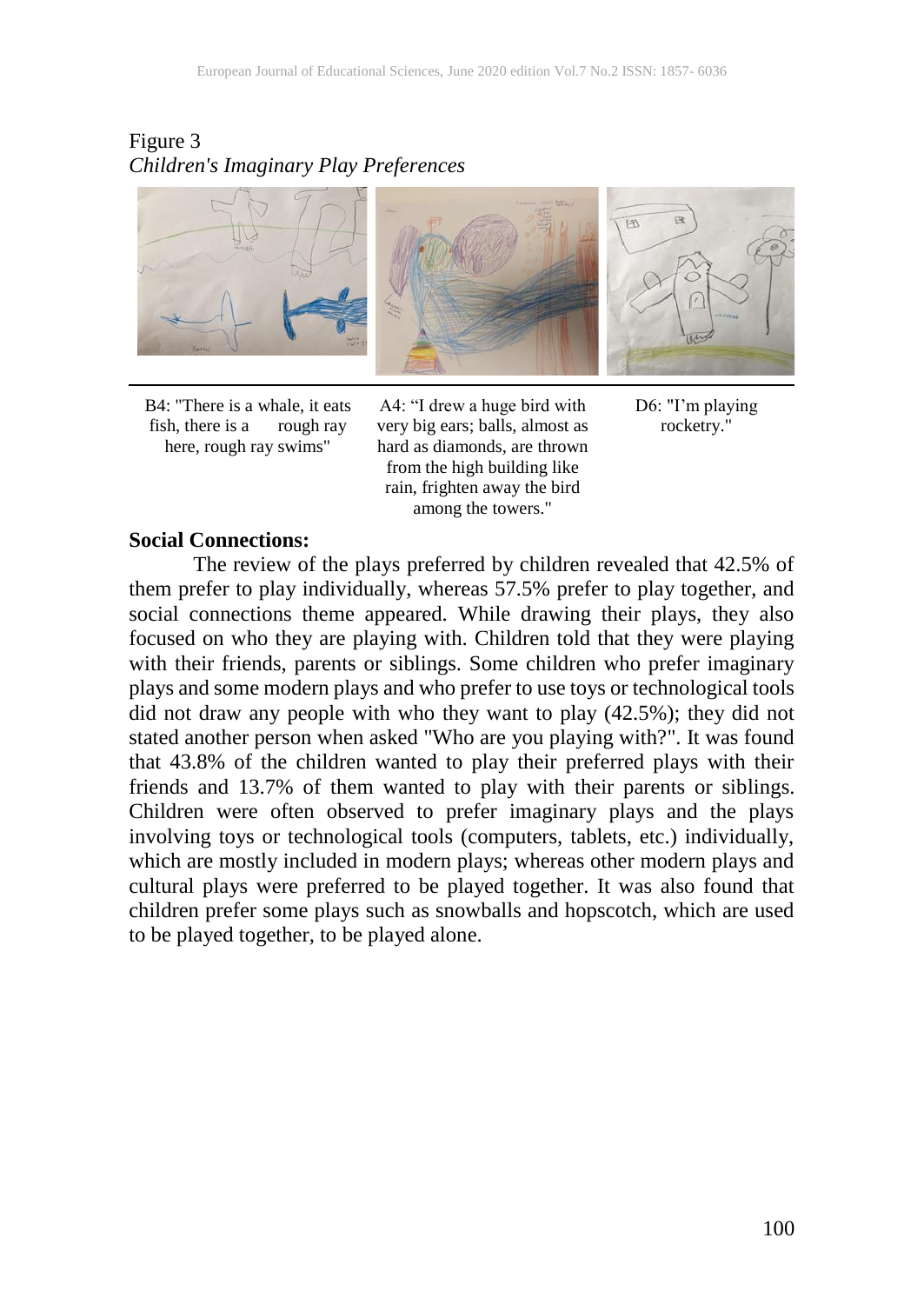Figure 3
*Children's Imaginary Play Preferences*

| B4: "There is a whale, it eats fish, there is a rough ray here, rough ray swims" | A4: "I drew a huge bird with very big ears; balls, almost as hard as diamonds, are thrown from the high building like rain, frighten away the bird among the towers." | D6: "I'm playing rocketry." |
|---|---|---|

**Social Connections:**

The review of the plays preferred by children revealed that 42.5% of them prefer to play individually, whereas 57.5% prefer to play together, and social connections theme appeared. While drawing their plays, they also focused on who they are playing with. Children told that they were playing with their friends, parents or siblings. Some children who prefer imaginary plays and some modern plays and who prefer to use toys or technological tools did not draw any people with who they want to play (42.5%); they did not stated another person when asked "Who are you playing with?". It was found that 43.8% of the children wanted to play their preferred plays with their friends and 13.7% of them wanted to play with their parents or siblings. Children were often observed to prefer imaginary plays and the plays involving toys or technological tools (computers, tablets, etc.) individually, which are mostly included in modern plays; whereas other modern plays and cultural plays were preferred to be played together. It was also found that children prefer some plays such as snowballs and hopscotch, which are used to be played together, to be played alone.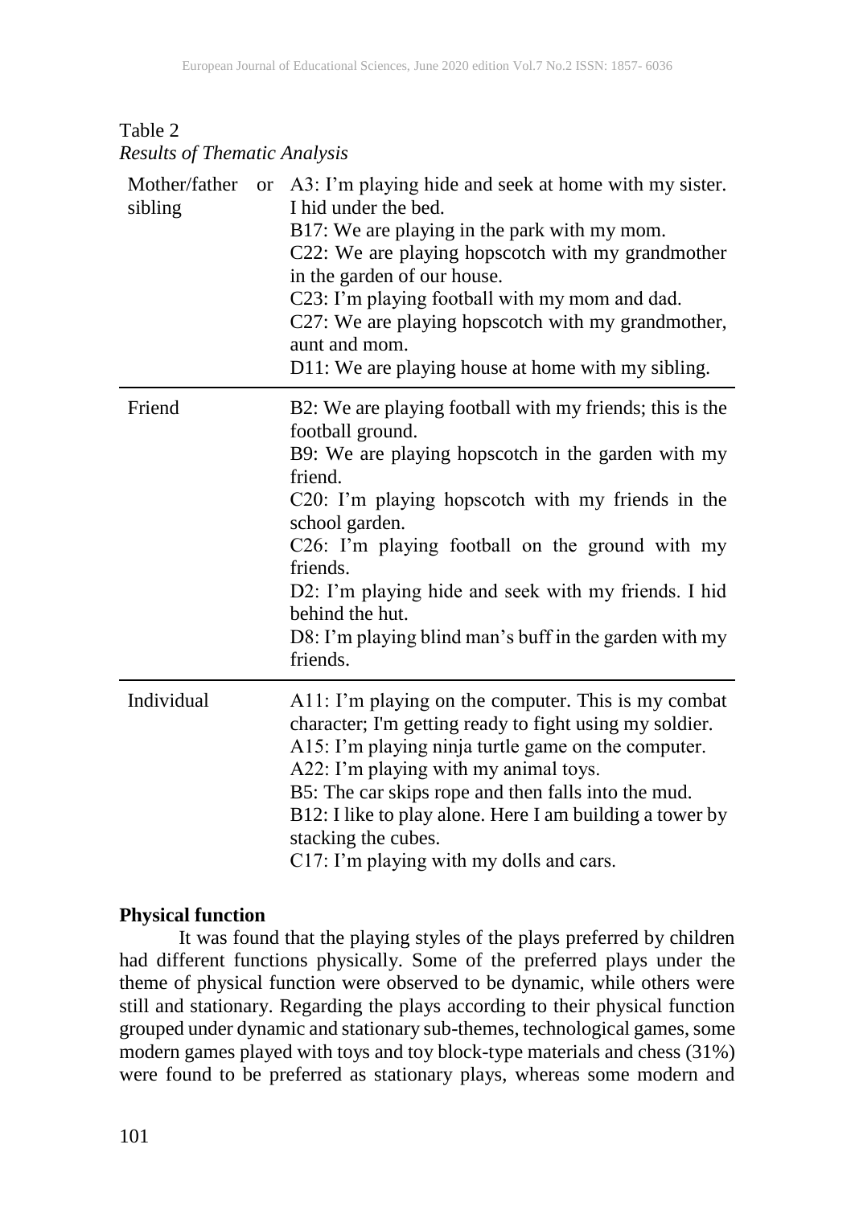Table 2

*Results of Thematic Analysis*

| | |
|---|---|
| Mother/father or sibling | A3: I'm playing hide and seek at home with my sister. I hid under the bed.<br>B17: We are playing in the park with my mom.<br>C22: We are playing hopscotch with my grandmother in the garden of our house.<br>C23: I'm playing football with my mom and dad.<br>C27: We are playing hopscotch with my grandmother, aunt and mom.<br>D11: We are playing house at home with my sibling. |
| Friend | B2: We are playing football with my friends; this is the football ground.<br>B9: We are playing hopscotch in the garden with my friend.<br>C20: I'm playing hopscotch with my friends in the school garden.<br>C26: I'm playing football on the ground with my friends.<br>D2: I'm playing hide and seek with my friends. I hid behind the hut.<br>D8: I'm playing blind man's buff in the garden with my friends. |
| Individual | A11: I'm playing on the computer. This is my combat character; I'm getting ready to fight using my soldier.<br>A15: I'm playing ninja turtle game on the computer.<br>A22: I'm playing with my animal toys.<br>B5: The car skips rope and then falls into the mud.<br>B12: I like to play alone. Here I am building a tower by stacking the cubes.<br>C17: I'm playing with my dolls and cars. |

**Physical function**

It was found that the playing styles of the plays preferred by children had different functions physically. Some of the preferred plays under the theme of physical function were observed to be dynamic, while others were still and stationary. Regarding the plays according to their physical function grouped under dynamic and stationary sub-themes, technological games, some modern games played with toys and toy block-type materials and chess (31%) were found to be preferred as stationary plays, whereas some modern and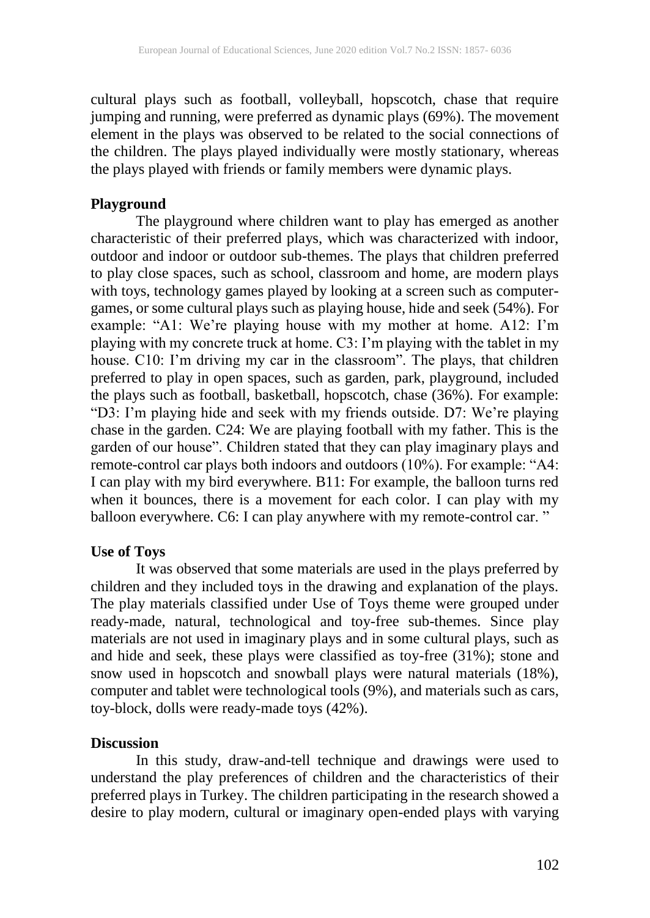cultural plays such as football, volleyball, hopscotch, chase that require jumping and running, were preferred as dynamic plays (69%). The movement element in the plays was observed to be related to the social connections of the children. The plays played individually were mostly stationary, whereas the plays played with friends or family members were dynamic plays.

**Playground**

The playground where children want to play has emerged as another characteristic of their preferred plays, which was characterized with indoor, outdoor and indoor or outdoor sub-themes. The plays that children preferred to play close spaces, such as school, classroom and home, are modern plays with toys, technology games played by looking at a screen such as computer-games, or some cultural plays such as playing house, hide and seek (54%). For example: "A1: We're playing house with my mother at home. A12: I'm playing with my concrete truck at home. C3: I'm playing with the tablet in my house. C10: I'm driving my car in the classroom". The plays, that children preferred to play in open spaces, such as garden, park, playground, included the plays such as football, basketball, hopscotch, chase (36%). For example: "D3: I'm playing hide and seek with my friends outside. D7: We're playing chase in the garden. C24: We are playing football with my father. This is the garden of our house". Children stated that they can play imaginary plays and remote-control car plays both indoors and outdoors (10%). For example: "A4: I can play with my bird everywhere. B11: For example, the balloon turns red when it bounces, there is a movement for each color. I can play with my balloon everywhere. C6: I can play anywhere with my remote-control car. "

**Use of Toys**

It was observed that some materials are used in the plays preferred by children and they included toys in the drawing and explanation of the plays. The play materials classified under Use of Toys theme were grouped under ready-made, natural, technological and toy-free sub-themes. Since play materials are not used in imaginary plays and in some cultural plays, such as and hide and seek, these plays were classified as toy-free (31%); stone and snow used in hopscotch and snowball plays were natural materials (18%), computer and tablet were technological tools (9%), and materials such as cars, toy-block, dolls were ready-made toys (42%).

**Discussion**

In this study, draw-and-tell technique and drawings were used to understand the play preferences of children and the characteristics of their preferred plays in Turkey. The children participating in the research showed a desire to play modern, cultural or imaginary open-ended plays with varying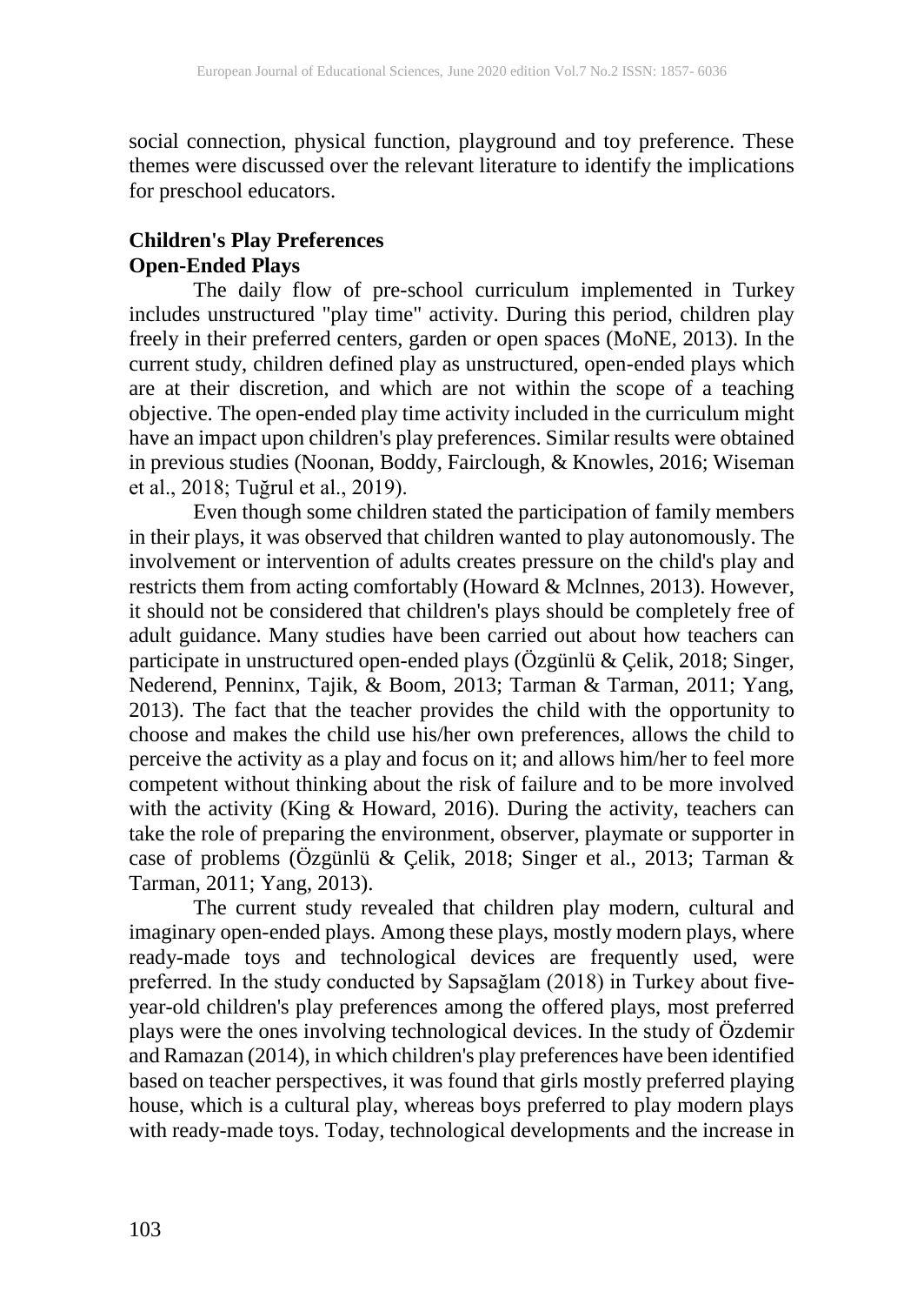social connection, physical function, playground and toy preference. These themes were discussed over the relevant literature to identify the implications for preschool educators.

## Children's Play Preferences

### Open-Ended Plays

The daily flow of pre-school curriculum implemented in Turkey includes unstructured "play time" activity. During this period, children play freely in their preferred centers, garden or open spaces (MoNE, 2013). In the current study, children defined play as unstructured, open-ended plays which are at their discretion, and which are not within the scope of a teaching objective. The open-ended play time activity included in the curriculum might have an impact upon children's play preferences. Similar results were obtained in previous studies (Noonan, Boddy, Fairclough, & Knowles, 2016; Wiseman et al., 2018; Tuğrul et al., 2019).

Even though some children stated the participation of family members in their plays, it was observed that children wanted to play autonomously. The involvement or intervention of adults creates pressure on the child's play and restricts them from acting comfortably (Howard & Mclnnes, 2013). However, it should not be considered that children's plays should be completely free of adult guidance. Many studies have been carried out about how teachers can participate in unstructured open-ended plays (Özgünlü & Çelik, 2018; Singer, Nederend, Penninx, Tajik, & Boom, 2013; Tarman & Tarman, 2011; Yang, 2013). The fact that the teacher provides the child with the opportunity to choose and makes the child use his/her own preferences, allows the child to perceive the activity as a play and focus on it; and allows him/her to feel more competent without thinking about the risk of failure and to be more involved with the activity (King & Howard, 2016). During the activity, teachers can take the role of preparing the environment, observer, playmate or supporter in case of problems (Özgünlü & Çelik, 2018; Singer et al., 2013; Tarman & Tarman, 2011; Yang, 2013).

The current study revealed that children play modern, cultural and imaginary open-ended plays. Among these plays, mostly modern plays, where ready-made toys and technological devices are frequently used, were preferred. In the study conducted by Sapsağlam (2018) in Turkey about five-year-old children's play preferences among the offered plays, most preferred plays were the ones involving technological devices. In the study of Özdemir and Ramazan (2014), in which children's play preferences have been identified based on teacher perspectives, it was found that girls mostly preferred playing house, which is a cultural play, whereas boys preferred to play modern plays with ready-made toys. Today, technological developments and the increase in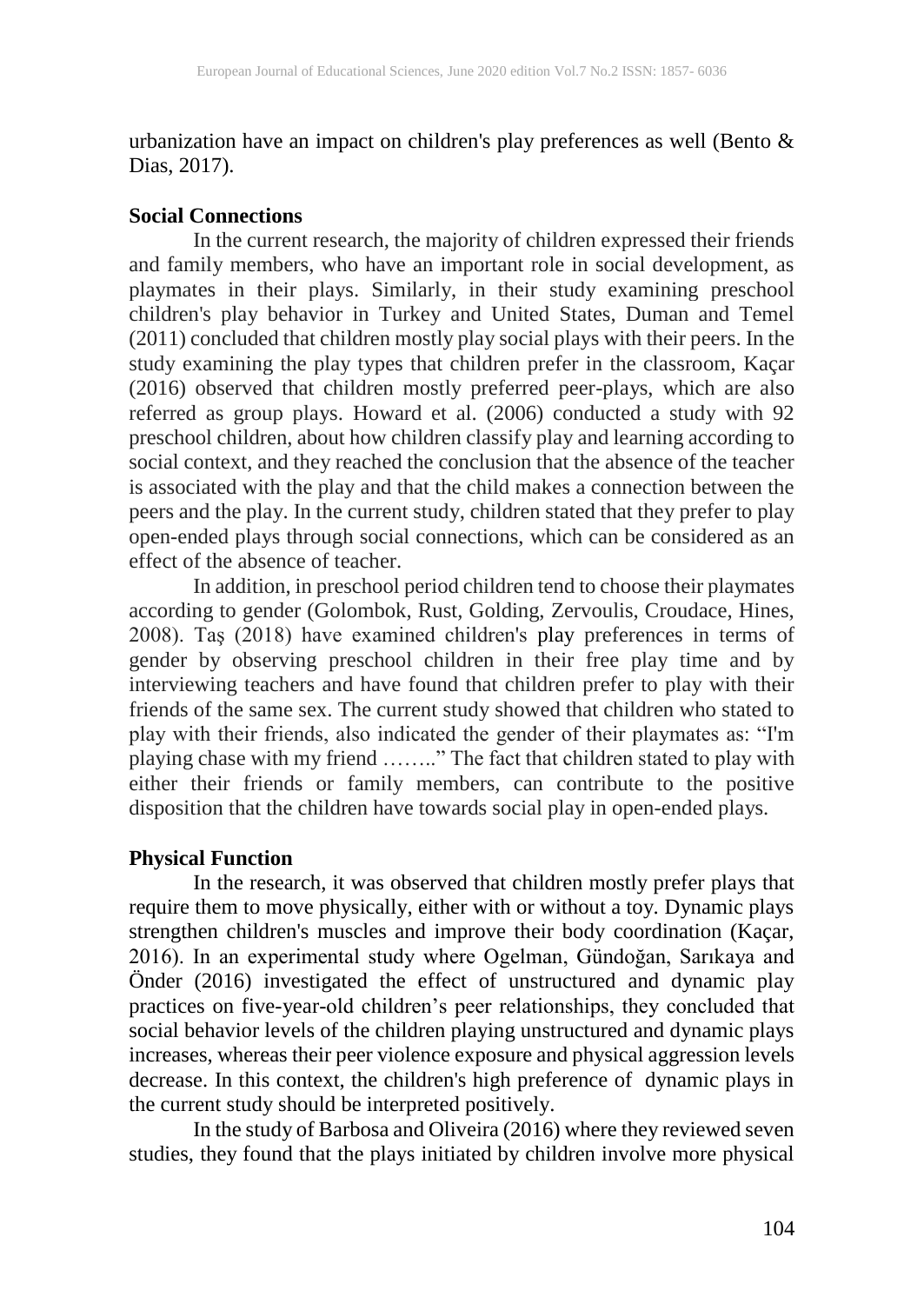urbanization have an impact on children's play preferences as well (Bento & Dias, 2017).

## Social Connections

In the current research, the majority of children expressed their friends and family members, who have an important role in social development, as playmates in their plays. Similarly, in their study examining preschool children's play behavior in Turkey and United States, Duman and Temel (2011) concluded that children mostly play social plays with their peers. In the study examining the play types that children prefer in the classroom, Kaçar (2016) observed that children mostly preferred peer-plays, which are also referred as group plays. Howard et al. (2006) conducted a study with 92 preschool children, about how children classify play and learning according to social context, and they reached the conclusion that the absence of the teacher is associated with the play and that the child makes a connection between the peers and the play. In the current study, children stated that they prefer to play open-ended plays through social connections, which can be considered as an effect of the absence of teacher.

In addition, in preschool period children tend to choose their playmates according to gender (Golombok, Rust, Golding, Zervoulis, Croudace, Hines, 2008). Taş (2018) have examined children's play preferences in terms of gender by observing preschool children in their free play time and by interviewing teachers and have found that children prefer to play with their friends of the same sex. The current study showed that children who stated to play with their friends, also indicated the gender of their playmates as: "I'm playing chase with my friend ……." The fact that children stated to play with either their friends or family members, can contribute to the positive disposition that the children have towards social play in open-ended plays.

## Physical Function

In the research, it was observed that children mostly prefer plays that require them to move physically, either with or without a toy. Dynamic plays strengthen children's muscles and improve their body coordination (Kaçar, 2016). In an experimental study where Ogelman, Gündoğan, Sarıkaya and Önder (2016) investigated the effect of unstructured and dynamic play practices on five-year-old children's peer relationships, they concluded that social behavior levels of the children playing unstructured and dynamic plays increases, whereas their peer violence exposure and physical aggression levels decrease. In this context, the children's high preference of dynamic plays in the current study should be interpreted positively.

In the study of Barbosa and Oliveira (2016) where they reviewed seven studies, they found that the plays initiated by children involve more physical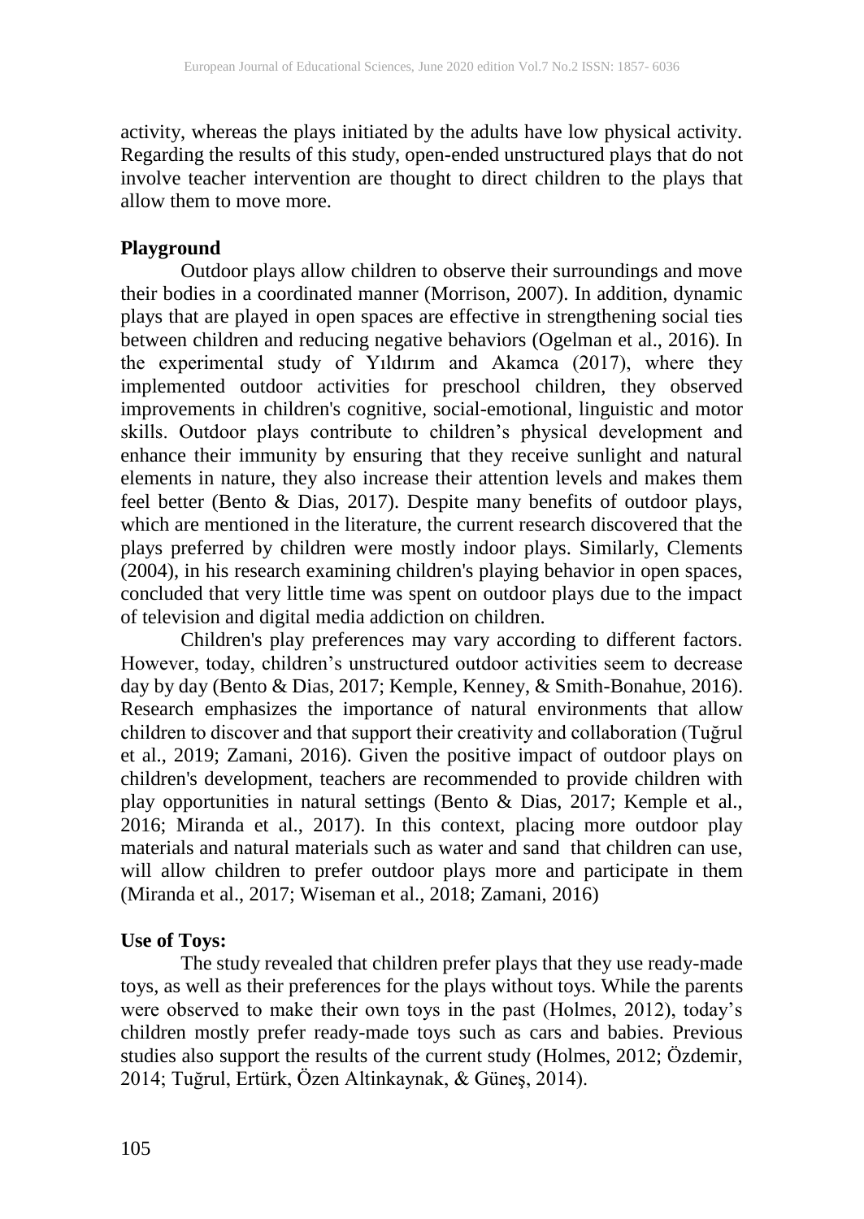activity, whereas the plays initiated by the adults have low physical activity. Regarding the results of this study, open-ended unstructured plays that do not involve teacher intervention are thought to direct children to the plays that allow them to move more.

**Playground**

Outdoor plays allow children to observe their surroundings and move their bodies in a coordinated manner (Morrison, 2007). In addition, dynamic plays that are played in open spaces are effective in strengthening social ties between children and reducing negative behaviors (Ogelman et al., 2016). In the experimental study of Yıldırım and Akamca (2017), where they implemented outdoor activities for preschool children, they observed improvements in children's cognitive, social-emotional, linguistic and motor skills. Outdoor plays contribute to children's physical development and enhance their immunity by ensuring that they receive sunlight and natural elements in nature, they also increase their attention levels and makes them feel better (Bento & Dias, 2017). Despite many benefits of outdoor plays, which are mentioned in the literature, the current research discovered that the plays preferred by children were mostly indoor plays. Similarly, Clements (2004), in his research examining children's playing behavior in open spaces, concluded that very little time was spent on outdoor plays due to the impact of television and digital media addiction on children.

Children's play preferences may vary according to different factors. However, today, children's unstructured outdoor activities seem to decrease day by day (Bento & Dias, 2017; Kemple, Kenney, & Smith-Bonahue, 2016). Research emphasizes the importance of natural environments that allow children to discover and that support their creativity and collaboration (Tuğrul et al., 2019; Zamani, 2016). Given the positive impact of outdoor plays on children's development, teachers are recommended to provide children with play opportunities in natural settings (Bento & Dias, 2017; Kemple et al., 2016; Miranda et al., 2017). In this context, placing more outdoor play materials and natural materials such as water and sand that children can use, will allow children to prefer outdoor plays more and participate in them (Miranda et al., 2017; Wiseman et al., 2018; Zamani, 2016)

**Use of Toys:**

The study revealed that children prefer plays that they use ready-made toys, as well as their preferences for the plays without toys. While the parents were observed to make their own toys in the past (Holmes, 2012), today's children mostly prefer ready-made toys such as cars and babies. Previous studies also support the results of the current study (Holmes, 2012; Özdemir, 2014; Tuğrul, Ertürk, Özen Altinkaynak, & Güneş, 2014).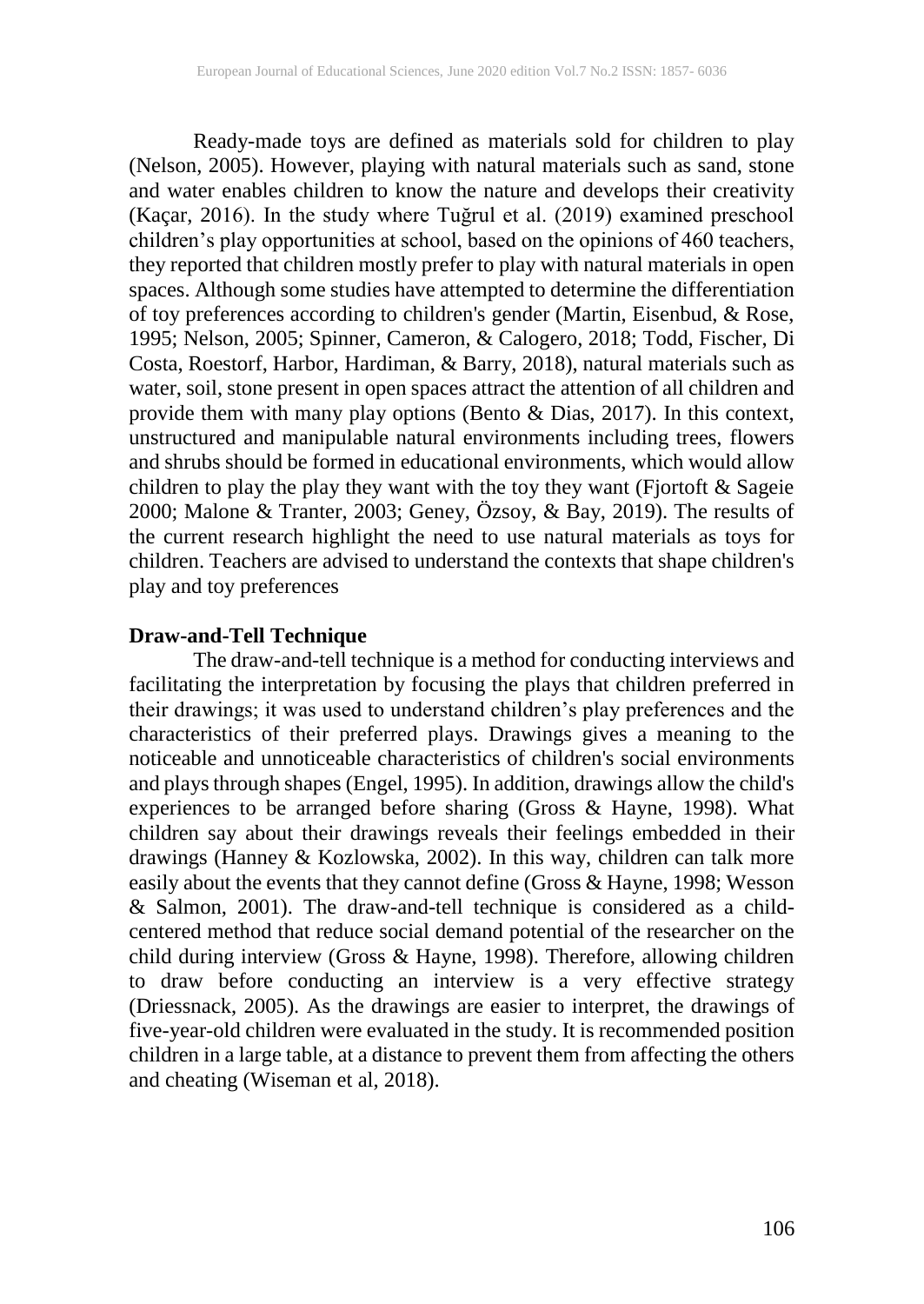Ready-made toys are defined as materials sold for children to play (Nelson, 2005). However, playing with natural materials such as sand, stone and water enables children to know the nature and develops their creativity (Kaçar, 2016). In the study where Tuğrul et al. (2019) examined preschool children's play opportunities at school, based on the opinions of 460 teachers, they reported that children mostly prefer to play with natural materials in open spaces. Although some studies have attempted to determine the differentiation of toy preferences according to children's gender (Martin, Eisenbud, & Rose, 1995; Nelson, 2005; Spinner, Cameron, & Calogero, 2018; Todd, Fischer, Di Costa, Roestorf, Harbor, Hardiman, & Barry, 2018), natural materials such as water, soil, stone present in open spaces attract the attention of all children and provide them with many play options (Bento & Dias, 2017). In this context, unstructured and manipulable natural environments including trees, flowers and shrubs should be formed in educational environments, which would allow children to play the play they want with the toy they want (Fjortoft & Sageie 2000; Malone & Tranter, 2003; Geney, Özsoy, & Bay, 2019). The results of the current research highlight the need to use natural materials as toys for children. Teachers are advised to understand the contexts that shape children's play and toy preferences

**Draw-and-Tell Technique**

The draw-and-tell technique is a method for conducting interviews and facilitating the interpretation by focusing the plays that children preferred in their drawings; it was used to understand children's play preferences and the characteristics of their preferred plays. Drawings gives a meaning to the noticeable and unnoticeable characteristics of children's social environments and plays through shapes (Engel, 1995). In addition, drawings allow the child's experiences to be arranged before sharing (Gross & Hayne, 1998). What children say about their drawings reveals their feelings embedded in their drawings (Hanney & Kozlowska, 2002). In this way, children can talk more easily about the events that they cannot define (Gross & Hayne, 1998; Wesson & Salmon, 2001). The draw-and-tell technique is considered as a child-centered method that reduce social demand potential of the researcher on the child during interview (Gross & Hayne, 1998). Therefore, allowing children to draw before conducting an interview is a very effective strategy (Driessnack, 2005). As the drawings are easier to interpret, the drawings of five-year-old children were evaluated in the study. It is recommended position children in a large table, at a distance to prevent them from affecting the others and cheating (Wiseman et al, 2018).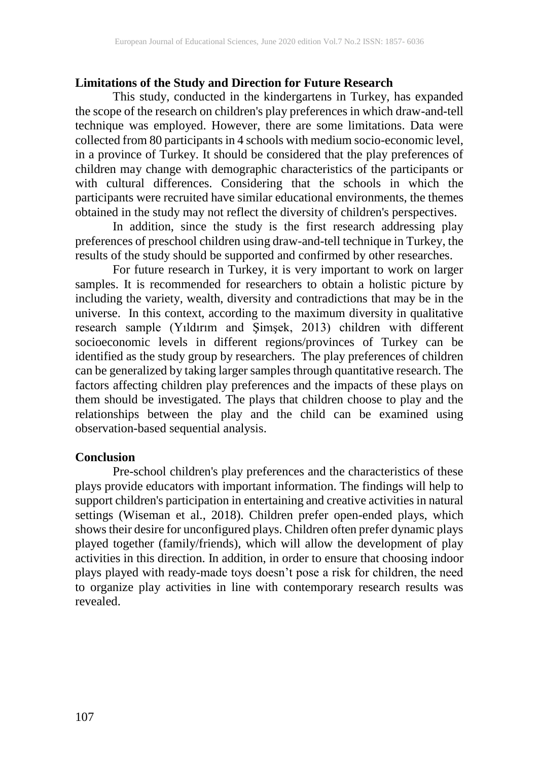## Limitations of the Study and Direction for Future Research

This study, conducted in the kindergartens in Turkey, has expanded the scope of the research on children's play preferences in which draw-and-tell technique was employed. However, there are some limitations. Data were collected from 80 participants in 4 schools with medium socio-economic level, in a province of Turkey. It should be considered that the play preferences of children may change with demographic characteristics of the participants or with cultural differences. Considering that the schools in which the participants were recruited have similar educational environments, the themes obtained in the study may not reflect the diversity of children's perspectives.

In addition, since the study is the first research addressing play preferences of preschool children using draw-and-tell technique in Turkey, the results of the study should be supported and confirmed by other researches.

For future research in Turkey, it is very important to work on larger samples. It is recommended for researchers to obtain a holistic picture by including the variety, wealth, diversity and contradictions that may be in the universe. In this context, according to the maximum diversity in qualitative research sample (Yıldırım and Şimşek, 2013) children with different socioeconomic levels in different regions/provinces of Turkey can be identified as the study group by researchers. The play preferences of children can be generalized by taking larger samples through quantitative research. The factors affecting children play preferences and the impacts of these plays on them should be investigated. The plays that children choose to play and the relationships between the play and the child can be examined using observation-based sequential analysis.

## Conclusion

Pre-school children's play preferences and the characteristics of these plays provide educators with important information. The findings will help to support children's participation in entertaining and creative activities in natural settings (Wiseman et al., 2018). Children prefer open-ended plays, which shows their desire for unconfigured plays. Children often prefer dynamic plays played together (family/friends), which will allow the development of play activities in this direction. In addition, in order to ensure that choosing indoor plays played with ready-made toys doesn't pose a risk for children, the need to organize play activities in line with contemporary research results was revealed.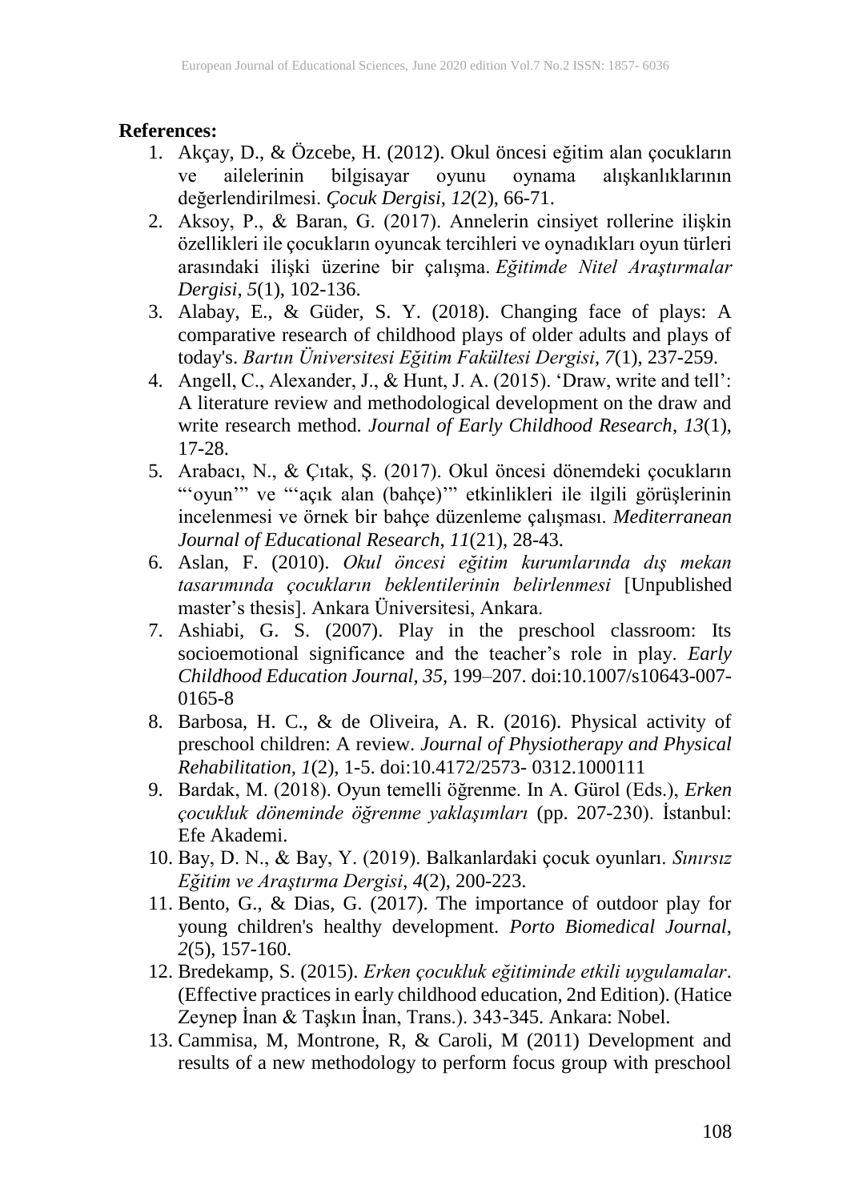**References:**

1. Akçay, D., & Özcebe, H. (2012). Okul öncesi eğitim alan çocukların ve ailelerinin bilgisayar oyunu oynama alışkanlıklarının değerlendirilmesi. *Çocuk Dergisi, 12*(2), 66-71.
2. Aksoy, P., & Baran, G. (2017). Annelerin cinsiyet rollerine ilişkin özellikleri ile çocukların oyuncak tercihleri ve oynadıkları oyun türleri arasındaki ilişki üzerine bir çalışma. *Eğitimde Nitel Araştırmalar Dergisi*, *5*(1), 102-136.
3. Alabay, E., & Güder, S. Y. (2018). Changing face of plays: A comparative research of childhood plays of older adults and plays of today's. *Bartın Üniversitesi Eğitim Fakültesi Dergisi*, *7*(1), 237-259.
4. Angell, C., Alexander, J., & Hunt, J. A. (2015). 'Draw, write and tell': A literature review and methodological development on the draw and write research method. *Journal of Early Childhood Research*, *13*(1), 17-28.
5. Arabacı, N., & Çıtak, Ş. (2017). Okul öncesi dönemdeki çocukların "'oyun'" ve "'açık alan (bahçe)'" etkinlikleri ile ilgili görüşlerinin incelenmesi ve örnek bir bahçe düzenleme çalışması. *Mediterranean Journal of Educational Research*, *11*(21), 28-43.
6. Aslan, F. (2010). *Okul öncesi eğitim kurumlarında dış mekan tasarımında çocukların beklentilerinin belirlenmesi* [Unpublished master's thesis]. Ankara Üniversitesi, Ankara.
7. Ashiabi, G. S. (2007). Play in the preschool classroom: Its socioemotional significance and the teacher's role in play. *Early Childhood Education Journal*, *35,* 199–207. doi:10.1007/s10643-007-0165-8
8. Barbosa, H. C., & de Oliveira, A. R. (2016). Physical activity of preschool children: A review. *Journal of Physiotherapy and Physical Rehabilitation*, *1*(2), 1-5. doi:10.4172/2573- 0312.1000111
9. Bardak, M. (2018). Oyun temelli öğrenme. In A. Gürol (Eds.), *Erken çocukluk döneminde öğrenme yaklaşımları* (pp. 207-230). İstanbul: Efe Akademi.
10. Bay, D. N., & Bay, Y. (2019). Balkanlardaki çocuk oyunları. *Sınırsız Eğitim ve Araştırma Dergisi*, *4*(2), 200-223.
11. Bento, G., & Dias, G. (2017). The importance of outdoor play for young children's healthy development. *Porto Biomedical Journal*, *2*(5), 157-160.
12. Bredekamp, S. (2015). *Erken çocukluk eğitiminde etkili uygulamalar*. (Effective practices in early childhood education, 2nd Edition). (Hatice Zeynep İnan & Taşkın İnan, Trans.). 343-345. Ankara: Nobel.
13. Cammisa, M, Montrone, R, & Caroli, M (2011) Development and results of a new methodology to perform focus group with preschool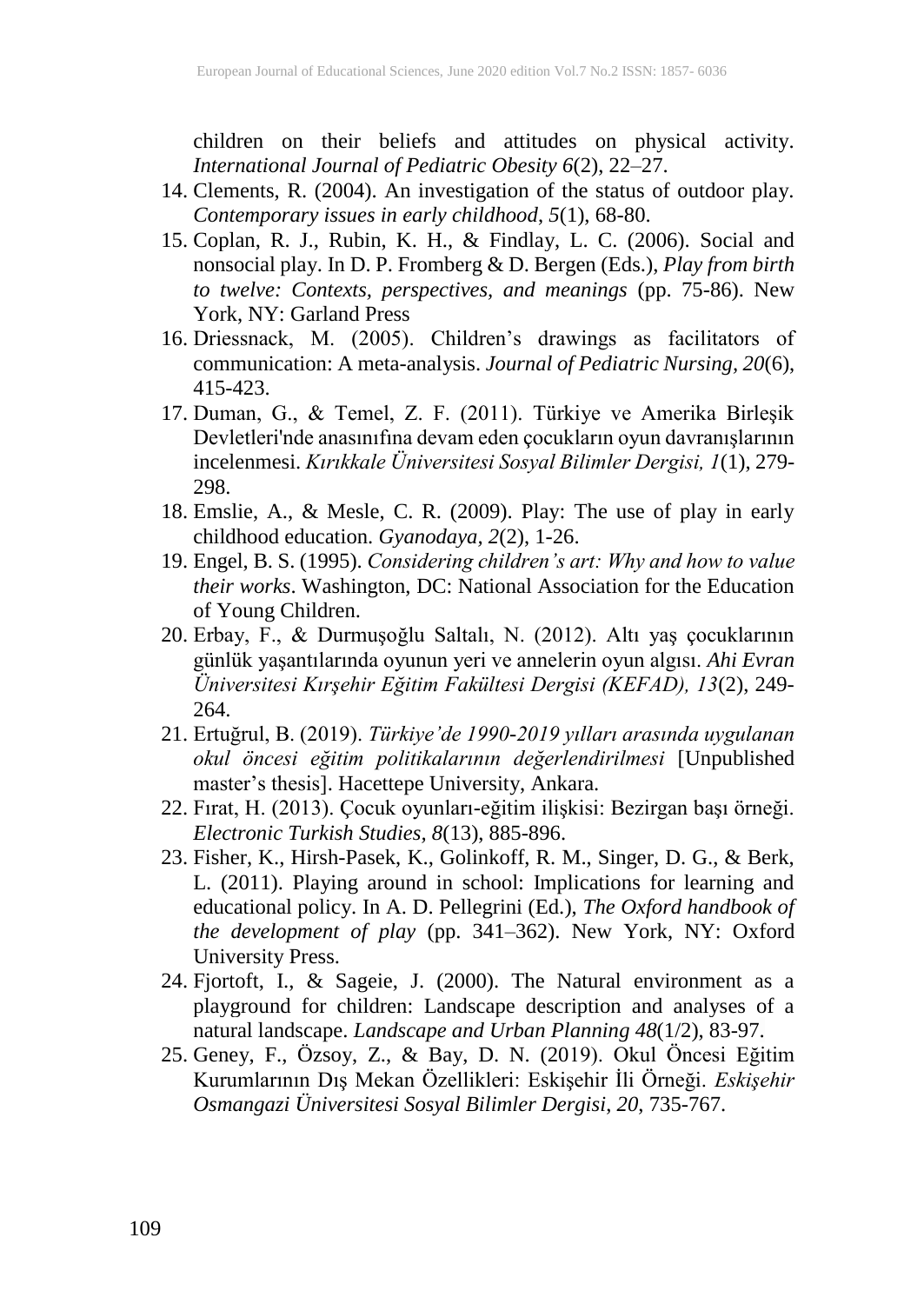children on their beliefs and attitudes on physical activity. *International Journal of Pediatric Obesity 6*(2), 22–27.

14. Clements, R. (2004). An investigation of the status of outdoor play. *Contemporary issues in early childhood*, *5*(1), 68-80.
15. Coplan, R. J., Rubin, K. H., & Findlay, L. C. (2006). Social and nonsocial play. In D. P. Fromberg & D. Bergen (Eds.), *Play from birth to twelve: Contexts, perspectives, and meanings* (pp. 75-86). New York, NY: Garland Press
16. Driessnack, M. (2005). Children's drawings as facilitators of communication: A meta-analysis. *Journal of Pediatric Nursing, 20*(6), 415-423.
17. Duman, G., & Temel, Z. F. (2011). Türkiye ve Amerika Birleşik Devletleri'nde anasınıfına devam eden çocukların oyun davranışlarının incelenmesi. *Kırıkkale Üniversitesi Sosyal Bilimler Dergisi, 1*(1), 279-298.
18. Emslie, A., & Mesle, C. R. (2009). Play: The use of play in early childhood education. *Gyanodaya, 2*(2), 1-26.
19. Engel, B. S. (1995). *Considering children's art: Why and how to value their works*. Washington, DC: National Association for the Education of Young Children.
20. Erbay, F., & Durmuşoğlu Saltalı, N. (2012). Altı yaş çocuklarının günlük yaşantılarında oyunun yeri ve annelerin oyun algısı. *Ahi Evran Üniversitesi Kırşehir Eğitim Fakültesi Dergisi (KEFAD), 13*(2), 249-264.
21. Ertuğrul, B. (2019). *Türkiye'de 1990-2019 yılları arasında uygulanan okul öncesi eğitim politikalarının değerlendirilmesi* [Unpublished master's thesis]. Hacettepe University, Ankara.
22. Fırat, H. (2013). Çocuk oyunları-eğitim ilişkisi: Bezirgan başı örneği. *Electronic Turkish Studies, 8*(13), 885-896.
23. Fisher, K., Hirsh-Pasek, K., Golinkoff, R. M., Singer, D. G., & Berk, L. (2011). Playing around in school: Implications for learning and educational policy. In A. D. Pellegrini (Ed.), *The Oxford handbook of the development of play* (pp. 341–362). New York, NY: Oxford University Press.
24. Fjortoft, I., & Sageie, J. (2000). The Natural environment as a playground for children: Landscape description and analyses of a natural landscape. *Landscape and Urban Planning 48*(1/2), 83-97.
25. Geney, F., Özsoy, Z., & Bay, D. N. (2019). Okul Öncesi Eğitim Kurumlarının Dış Mekan Özellikleri: Eskişehir İli Örneği. *Eskişehir Osmangazi Üniversitesi Sosyal Bilimler Dergisi*, *20*, 735-767.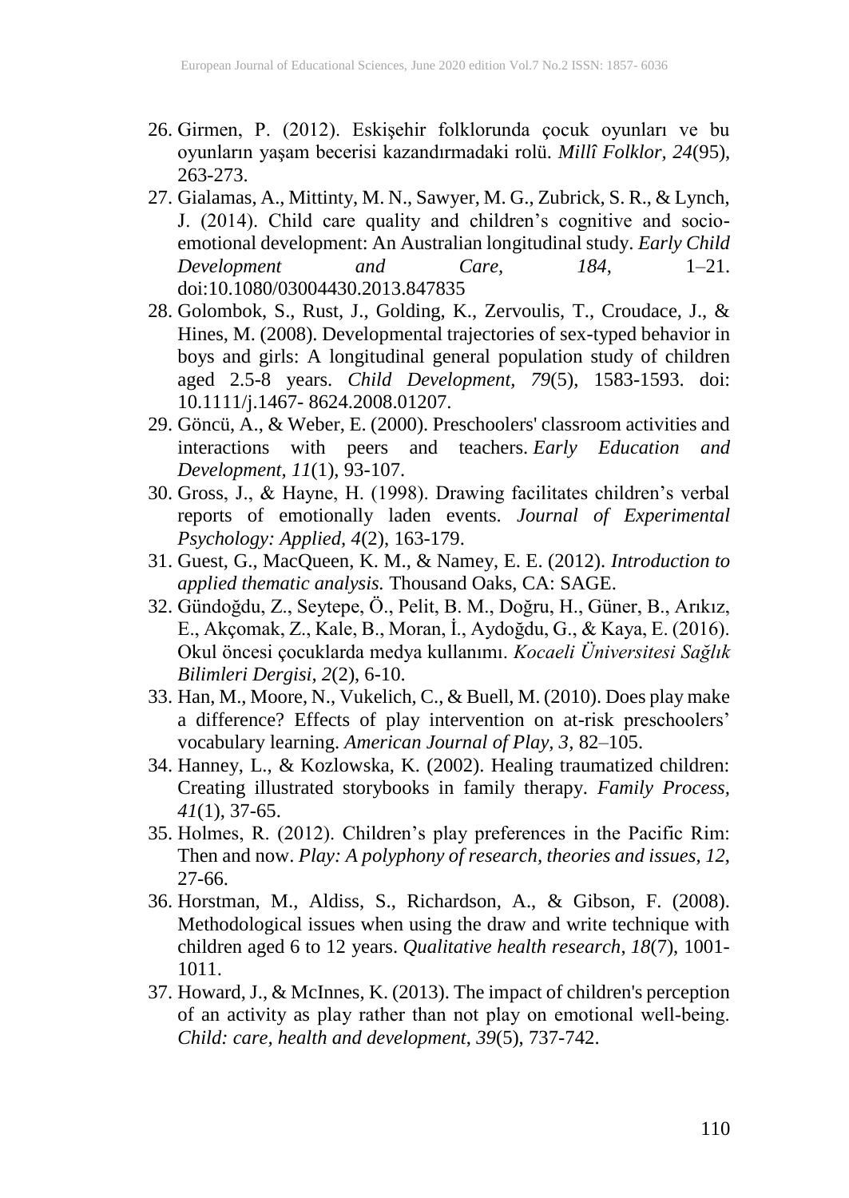26. Girmen, P. (2012). Eskişehir folklorunda çocuk oyunları ve bu oyunların yaşam becerisi kazandırmadaki rolü. *Millî Folklor, 24*(95), 263-273.
27. Gialamas, A., Mittinty, M. N., Sawyer, M. G., Zubrick, S. R., & Lynch, J. (2014). Child care quality and children's cognitive and socio-emotional development: An Australian longitudinal study. *Early Child Development and Care, 184*, 1–21. doi:10.1080/03004430.2013.847835
28. Golombok, S., Rust, J., Golding, K., Zervoulis, T., Croudace, J., & Hines, M. (2008). Developmental trajectories of sex-typed behavior in boys and girls: A longitudinal general population study of children aged 2.5-8 years. *Child Development, 79*(5), 1583-1593. doi: 10.1111/j.1467- 8624.2008.01207.
29. Göncü, A., & Weber, E. (2000). Preschoolers' classroom activities and interactions with peers and teachers. *Early Education and Development, 11*(1), 93-107.
30. Gross, J., & Hayne, H. (1998). Drawing facilitates children's verbal reports of emotionally laden events. *Journal of Experimental Psychology: Applied, 4*(2), 163-179.
31. Guest, G., MacQueen, K. M., & Namey, E. E. (2012). *Introduction to applied thematic analysis.* Thousand Oaks, CA: SAGE.
32. Gündoğdu, Z., Seytepe, Ö., Pelit, B. M., Doğru, H., Güner, B., Arıkız, E., Akçomak, Z., Kale, B., Moran, İ., Aydoğdu, G., & Kaya, E. (2016). Okul öncesi çocuklarda medya kullanımı. *Kocaeli Üniversitesi Sağlık Bilimleri Dergisi, 2*(2), 6-10.
33. Han, M., Moore, N., Vukelich, C., & Buell, M. (2010). Does play make a difference? Effects of play intervention on at-risk preschoolers' vocabulary learning. *American Journal of Play, 3*, 82–105.
34. Hanney, L., & Kozlowska, K. (2002). Healing traumatized children: Creating illustrated storybooks in family therapy. *Family Process, 41*(1), 37-65.
35. Holmes, R. (2012). Children's play preferences in the Pacific Rim: Then and now. *Play: A polyphony of research, theories and issues*, *12*, 27-66.
36. Horstman, M., Aldiss, S., Richardson, A., & Gibson, F. (2008). Methodological issues when using the draw and write technique with children aged 6 to 12 years. *Qualitative health research*, *18*(7), 1001-1011.
37. Howard, J., & McInnes, K. (2013). The impact of children's perception of an activity as play rather than not play on emotional well-being. *Child: care, health and development*, *39*(5), 737-742.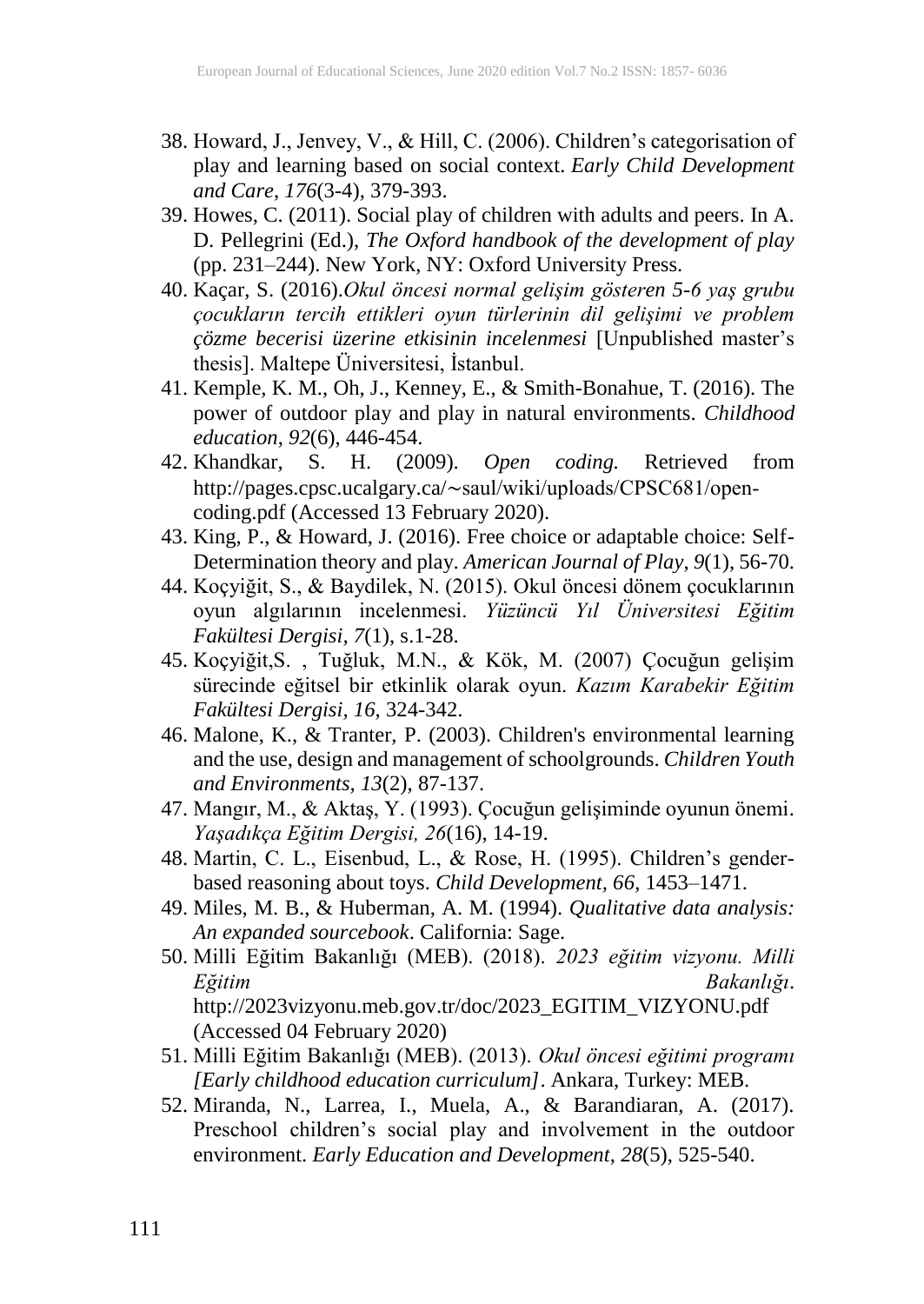38. Howard, J., Jenvey, V., & Hill, C. (2006). Children's categorisation of play and learning based on social context. *Early Child Development and Care*, *176*(3-4), 379-393.
39. Howes, C. (2011). Social play of children with adults and peers. In A. D. Pellegrini (Ed.), *The Oxford handbook of the development of play* (pp. 231–244). New York, NY: Oxford University Press.
40. Kaçar, S. (2016).*Okul öncesi normal gelişim gösteren 5-6 yaş grubu çocukların tercih ettikleri oyun türlerinin dil gelişimi ve problem çözme becerisi üzerine etkisinin incelenmesi* [Unpublished master's thesis]. Maltepe Üniversitesi, İstanbul.
41. Kemple, K. M., Oh, J., Kenney, E., & Smith-Bonahue, T. (2016). The power of outdoor play and play in natural environments. *Childhood education*, *92*(6), 446-454.
42. Khandkar, S. H. (2009). *Open coding.* Retrieved from http://pages.cpsc.ucalgary.ca/~saul/wiki/uploads/CPSC681/open-coding.pdf (Accessed 13 February 2020).
43. King, P., & Howard, J. (2016). Free choice or adaptable choice: Self-Determination theory and play. *American Journal of Play*, *9*(1), 56-70.
44. Koçyiğit, S., & Baydilek, N. (2015). Okul öncesi dönem çocuklarının oyun algılarının incelenmesi. *Yüzüncü Yıl Üniversitesi Eğitim Fakültesi Dergisi, 7*(1), s.1-28.
45. Koçyiğit,S. , Tuğluk, M.N., & Kök, M. (2007) Çocuğun gelişim sürecinde eğitsel bir etkinlik olarak oyun. *Kazım Karabekir Eğitim Fakültesi Dergisi*, *16*, 324-342.
46. Malone, K., & Tranter, P. (2003). Children's environmental learning and the use, design and management of schoolgrounds. *Children Youth and Environments*, *13*(2), 87-137.
47. Mangır, M., & Aktaş, Y. (1993). Çocuğun gelişiminde oyunun önemi. *Yaşadıkça Eğitim Dergisi, 26*(16), 14-19.
48. Martin, C. L., Eisenbud, L., & Rose, H. (1995). Children's gender-based reasoning about toys. *Child Development, 66*, 1453–1471.
49. Miles, M. B., & Huberman, A. M. (1994). *Qualitative data analysis: An expanded sourcebook*. California: Sage.
50. Milli Eğitim Bakanlığı (MEB). (2018). *2023 eğitim vizyonu. Milli Eğitim Bakanlığı*. http://2023vizyonu.meb.gov.tr/doc/2023_EGITIM_VIZYONU.pdf (Accessed 04 February 2020)
51. Milli Eğitim Bakanlığı (MEB). (2013). *Okul öncesi eğitimi programı [Early childhood education curriculum]*. Ankara, Turkey: MEB.
52. Miranda, N., Larrea, I., Muela, A., & Barandiaran, A. (2017). Preschool children's social play and involvement in the outdoor environment. *Early Education and Development*, *28*(5), 525-540.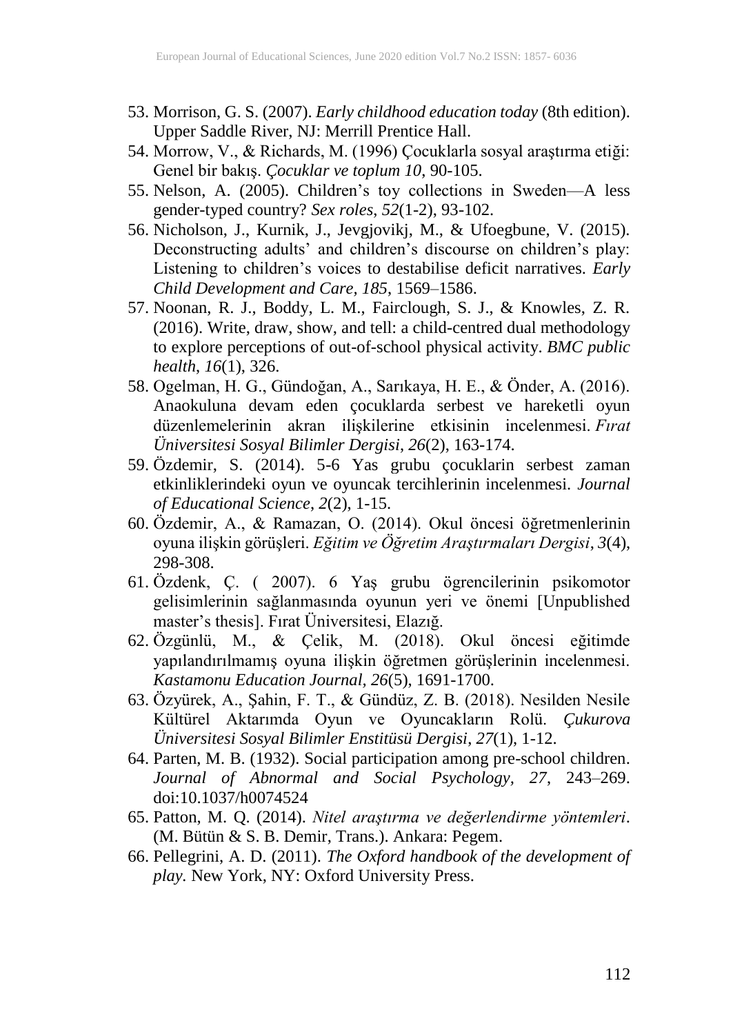53. Morrison, G. S. (2007). *Early childhood education today* (8th edition). Upper Saddle River, NJ: Merrill Prentice Hall.
54. Morrow, V., & Richards, M. (1996) Çocuklarla sosyal araştırma etiği: Genel bir bakış. *Çocuklar ve toplum 10*, 90-105.
55. Nelson, A. (2005). Children's toy collections in Sweden—A less gender-typed country? *Sex roles*, *52*(1-2), 93-102.
56. Nicholson, J., Kurnik, J., Jevgjovikj, M., & Ufoegbune, V. (2015). Deconstructing adults' and children's discourse on children's play: Listening to children's voices to destabilise deficit narratives. *Early Child Development and Care, 185*, 1569–1586.
57. Noonan, R. J., Boddy, L. M., Fairclough, S. J., & Knowles, Z. R. (2016). Write, draw, show, and tell: a child-centred dual methodology to explore perceptions of out-of-school physical activity. *BMC public health*, *16*(1), 326.
58. Ogelman, H. G., Gündoğan, A., Sarıkaya, H. E., & Önder, A. (2016). Anaokuluna devam eden çocuklarda serbest ve hareketli oyun düzenlemelerinin akran ilişkilerine etkisinin incelenmesi. *Fırat Üniversitesi Sosyal Bilimler Dergisi*, *26*(2), 163-174.
59. Özdemir, S. (2014). 5-6 Yas grubu çocuklarin serbest zaman etkinliklerindeki oyun ve oyuncak tercihlerinin incelenmesi. *Journal of Educational Science*, *2*(2), 1-15.
60. Özdemir, A., & Ramazan, O. (2014). Okul öncesi öğretmenlerinin oyuna ilişkin görüşleri. *Eğitim ve Öğretim Araştırmaları Dergisi*, *3*(4), 298-308.
61. Özdenk, Ç. ( 2007). 6 Yaş grubu ögrencilerinin psikomotor gelisimlerinin sağlanmasında oyunun yeri ve önemi [Unpublished master's thesis]. Fırat Üniversitesi, Elazığ.
62. Özgünlü, M., & Çelik, M. (2018). Okul öncesi eğitimde yapılandırılmamış oyuna ilişkin öğretmen görüşlerinin incelenmesi. *Kastamonu Education Journal, 26*(5), 1691-1700.
63. Özyürek, A., Şahin, F. T., & Gündüz, Z. B. (2018). Nesilden Nesile Kültürel Aktarımda Oyun ve Oyuncakların Rolü. *Çukurova Üniversitesi Sosyal Bilimler Enstitüsü Dergisi*, *27*(1), 1-12.
64. Parten, M. B. (1932). Social participation among pre-school children. *Journal of Abnormal and Social Psychology, 27*, 243–269. doi:10.1037/h0074524
65. Patton, M. Q. (2014). *Nitel araştırma ve değerlendirme yöntemleri*. (M. Bütün & S. B. Demir, Trans.). Ankara: Pegem.
66. Pellegrini, A. D. (2011). *The Oxford handbook of the development of play.* New York, NY: Oxford University Press.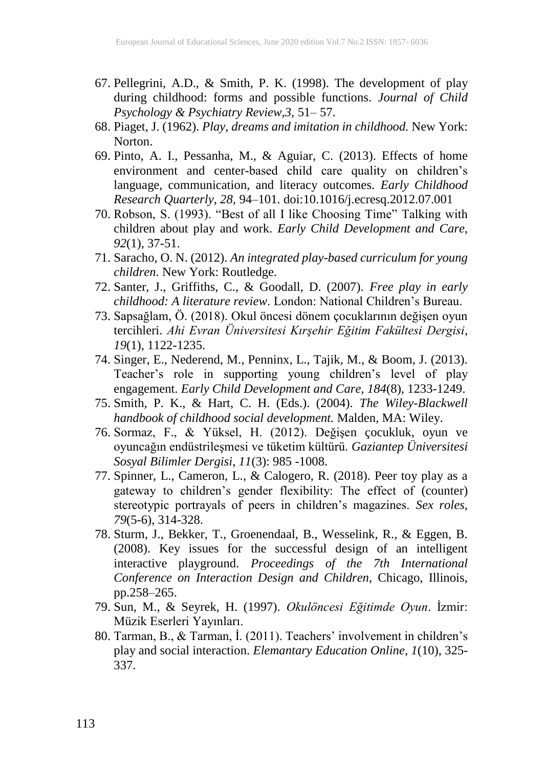67. Pellegrini, A.D., & Smith, P. K. (1998). The development of play during childhood: forms and possible functions. *Journal of Child Psychology & Psychiatry Review,3,* 51– 57.
68. Piaget, J. (1962). *Play, dreams and imitation in childhood.* New York: Norton.
69. Pinto, A. I., Pessanha, M., & Aguiar, C. (2013). Effects of home environment and center-based child care quality on children's language, communication, and literacy outcomes. *Early Childhood Research Quarterly, 28,* 94–101. doi:10.1016/j.ecresq.2012.07.001
70. Robson, S. (1993). "Best of all I like Choosing Time" Talking with children about play and work. *Early Child Development and Care, 92*(1), 37-51.
71. Saracho, O. N. (2012). *An integrated play-based curriculum for young children*. New York: Routledge.
72. Santer, J., Griffiths, C., & Goodall, D. (2007). *Free play in early childhood: A literature review*. London: National Children's Bureau.
73. Sapsağlam, Ö. (2018). Okul öncesi dönem çocuklarının değişen oyun tercihleri. *Ahi Evran Üniversitesi Kırşehir Eğitim Fakültesi Dergisi*, *19*(1), 1122-1235.
74. Singer, E., Nederend, M., Penninx, L., Tajik, M., & Boom, J. (2013). Teacher's role in supporting young children's level of play engagement. *Early Child Development and Care, 184*(8), 1233-1249.
75. Smith, P. K., & Hart, C. H. (Eds.). (2004). *The Wiley-Blackwell handbook of childhood social development.* Malden, MA: Wiley.
76. Sormaz, F., & Yüksel, H. (2012). Değişen çocukluk, oyun ve oyuncağın endüstrileşmesi ve tüketim kültürü. *Gaziantep Üniversitesi Sosyal Bilimler Dergisi, 11*(3): 985 -1008.
77. Spinner, L., Cameron, L., & Calogero, R. (2018). Peer toy play as a gateway to children's gender flexibility: The effect of (counter) stereotypic portrayals of peers in children's magazines. *Sex roles*, *79*(5-6), 314-328.
78. Sturm, J., Bekker, T., Groenendaal, B., Wesselink, R., & Eggen, B. (2008). Key issues for the successful design of an intelligent interactive playground. *Proceedings of the 7th International Conference on Interaction Design and Children*, Chicago, Illinois, pp.258–265.
79. Sun, M., & Seyrek, H. (1997). *Okulöncesi Eğitimde Oyun*. İzmir: Müzik Eserleri Yayınları.
80. Tarman, B., & Tarman, İ. (2011). Teachers' involvement in children's play and social interaction. *Elemantary Education Online, 1*(10), 325-337.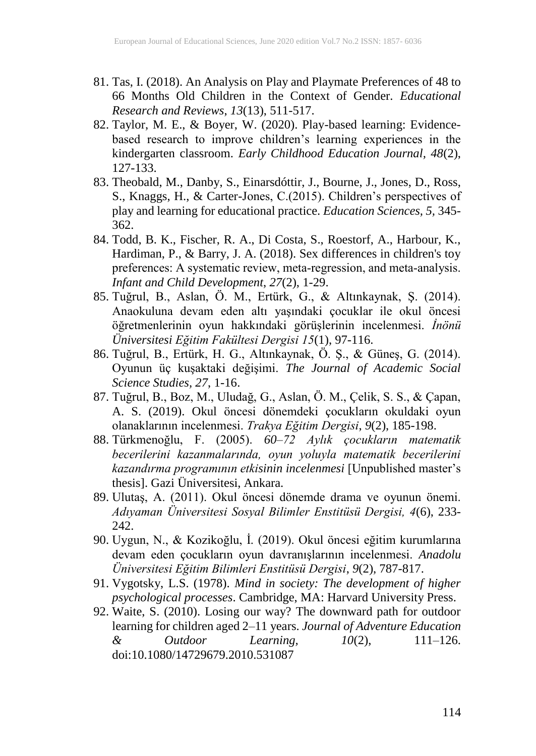81. Tas, I. (2018). An Analysis on Play and Playmate Preferences of 48 to 66 Months Old Children in the Context of Gender. *Educational Research and Reviews*, *13*(13), 511-517.
82. Taylor, M. E., & Boyer, W. (2020). Play-based learning: Evidence-based research to improve children's learning experiences in the kindergarten classroom. *Early Childhood Education Journal, 48*(2), 127-133.
83. Theobald, M., Danby, S., Einarsdóttir, J., Bourne, J., Jones, D., Ross, S., Knaggs, H., & Carter-Jones, C.(2015). Children's perspectives of play and learning for educational practice. *Education Sciences, 5,* 345-362.
84. Todd, B. K., Fischer, R. A., Di Costa, S., Roestorf, A., Harbour, K., Hardiman, P., & Barry, J. A. (2018). Sex differences in children's toy preferences: A systematic review, meta-regression, and meta-analysis. *Infant and Child Development*, *27*(2), 1-29.
85. Tuğrul, B., Aslan, Ö. M., Ertürk, G., & Altınkaynak, Ş. (2014). Anaokuluna devam eden altı yaşındaki çocuklar ile okul öncesi öğretmenlerinin oyun hakkındaki görüşlerinin incelenmesi. *İnönü Üniversitesi Eğitim Fakültesi Dergisi 15*(1), 97-116.
86. Tuğrul, B., Ertürk, H. G., Altınkaynak, Ö. Ş., & Güneş, G. (2014). Oyunun üç kuşaktaki değişimi. *The Journal of Academic Social Science Studies, 27*, 1-16.
87. Tuğrul, B., Boz, M., Uludağ, G., Aslan, Ö. M., Çelik, S. S., & Çapan, A. S. (2019). Okul öncesi dönemdeki çocukların okuldaki oyun olanaklarının incelenmesi. *Trakya Eğitim Dergisi*, *9*(2), 185-198.
88. Türkmenoğlu, F. (2005). *60–72 Aylık çocukların matematik becerilerini kazanmalarında, oyun yoluyla matematik becerilerini kazandırma programının etkisinin incelenmesi* [Unpublished master's thesis]. Gazi Üniversitesi, Ankara.
89. Ulutaş, A. (2011). Okul öncesi dönemde drama ve oyunun önemi. *Adıyaman Üniversitesi Sosyal Bilimler Enstitüsü Dergisi, 4*(6), 233-242.
90. Uygun, N., & Kozikoğlu, İ. (2019). Okul öncesi eğitim kurumlarına devam eden çocukların oyun davranışlarının incelenmesi. *Anadolu Üniversitesi Eğitim Bilimleri Enstitüsü Dergisi*, *9*(2), 787-817.
91. Vygotsky, L.S. (1978). *Mind in society: The development of higher psychological processes*. Cambridge, MA: Harvard University Press.
92. Waite, S. (2010). Losing our way? The downward path for outdoor learning for children aged 2–11 years. *Journal of Adventure Education & Outdoor Learning*, *10*(2), 111–126. doi:10.1080/14729679.2010.531087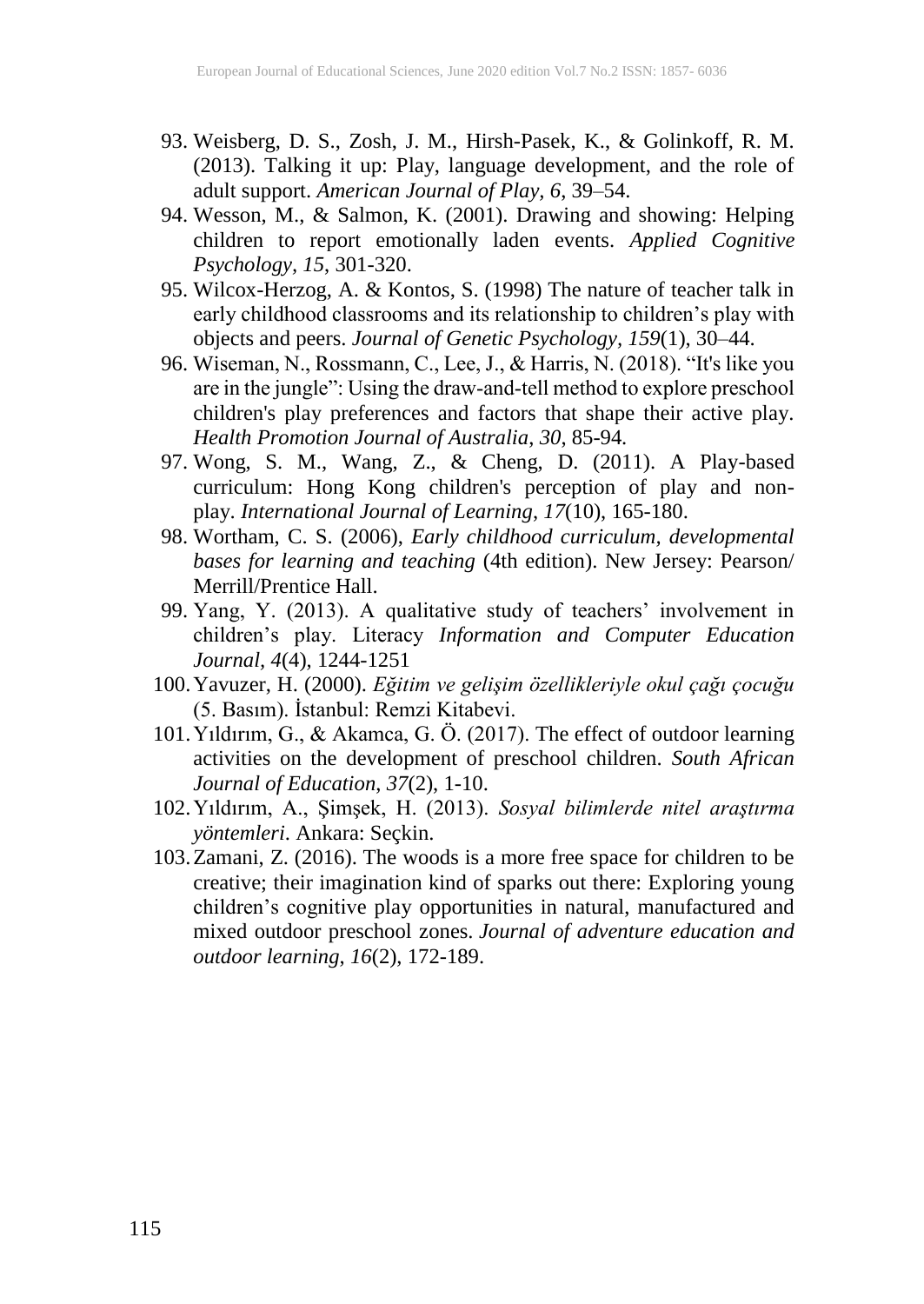93. Weisberg, D. S., Zosh, J. M., Hirsh-Pasek, K., & Golinkoff, R. M. (2013). Talking it up: Play, language development, and the role of adult support. *American Journal of Play, 6*, 39–54.
94. Wesson, M., & Salmon, K. (2001). Drawing and showing: Helping children to report emotionally laden events. *Applied Cognitive Psychology*, *15*, 301-320.
95. Wilcox-Herzog, A. & Kontos, S. (1998) The nature of teacher talk in early childhood classrooms and its relationship to children's play with objects and peers. *Journal of Genetic Psychology, 159*(1), 30–44.
96. Wiseman, N., Rossmann, C., Lee, J., & Harris, N. (2018). "It's like you are in the jungle": Using the draw-and-tell method to explore preschool children's play preferences and factors that shape their active play. *Health Promotion Journal of Australia*, *30*, 85-94.
97. Wong, S. M., Wang, Z., & Cheng, D. (2011). A Play-based curriculum: Hong Kong children's perception of play and non-play. *International Journal of Learning*, *17*(10), 165-180.
98. Wortham, C. S. (2006), *Early childhood curriculum, developmental bases for learning and teaching* (4th edition). New Jersey: Pearson/ Merrill/Prentice Hall.
99. Yang, Y. (2013). A qualitative study of teachers' involvement in children's play. Literacy *Information and Computer Education Journal, 4*(4), 1244-1251
100. Yavuzer, H. (2000). *Eğitim ve gelişim özellikleriyle okul çağı çocuğu* (5. Basım). İstanbul: Remzi Kitabevi.
101. Yıldırım, G., & Akamca, G. Ö. (2017). The effect of outdoor learning activities on the development of preschool children. *South African Journal of Education*, *37*(2), 1-10.
102. Yıldırım, A., Şimşek, H. (2013). *Sosyal bilimlerde nitel araştırma yöntemleri*. Ankara: Seçkin.
103. Zamani, Z. (2016). The woods is a more free space for children to be creative; their imagination kind of sparks out there: Exploring young children's cognitive play opportunities in natural, manufactured and mixed outdoor preschool zones. *Journal of adventure education and outdoor learning*, *16*(2), 172-189.